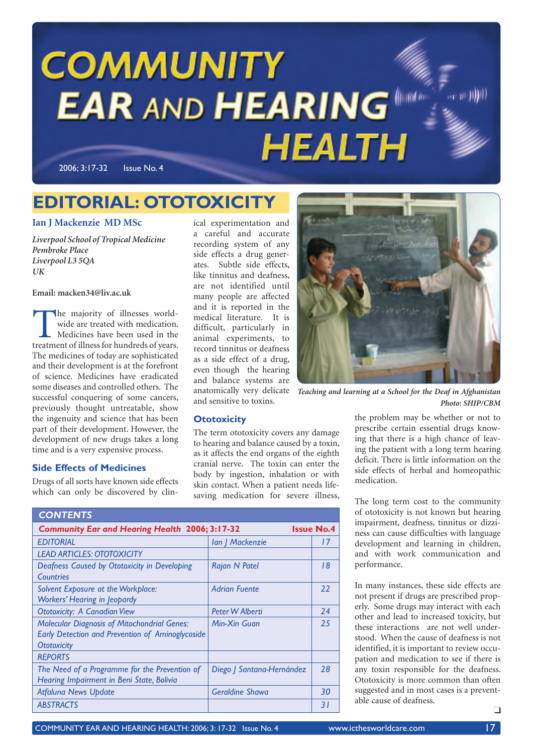# COMMUNITY EAR AND HEARING HEALTH

## EDITORIAL: OTOTOXICITY

**Ian J Mackenzie MD MSc**

*Liverpool School of Tropical Medicine*
*Pembroke Place*
*Liverpool L3 5QA*
*UK*

**Email: macken34@liv.ac.uk**

The majority of illnesses worldwide are treated with medication. Medicines have been used in the treatment of illness for hundreds of years. The medicines of today are sophisticated and their development is at the forefront of science. Medicines have eradicated some diseases and controlled others. The successful conquering of some cancers, previously thought untreatable, show the ingenuity and science that has been part of their development. However, the development of new drugs takes a long time and is a very expensive process.

### Side Effects of Medicines

Drugs of all sorts have known side effects which can only be discovered by clinical experimentation and a careful and accurate recording system of any side effects a drug generates. Subtle side effects, like tinnitus and deafness, are not identified until many people are affected and it is reported in the medical literature. It is difficult, particularly in animal experiments, to record tinnitus or deafness as a side effect of a drug, even though the hearing and balance systems are anatomically very delicate and sensitive to toxins.

### Ototoxicity

The term ototoxicity covers any damage to hearing and balance caused by a toxin, as it affects the end organs of the eighth cranial nerve. The toxin can enter the body by ingestion, inhalation or with skin contact. When a patient needs life-saving medication for severe illness, the problem may be whether or not to prescribe certain essential drugs knowing that there is a high chance of leaving the patient with a long term hearing deficit. There is little information on the side effects of herbal and homeopathic medication.

The long term cost to the community of ototoxicity is not known but hearing impairment, deafness, tinnitus or dizziness can cause difficulties with language development and learning in children, and with work communication and performance.

In many instances, these side effects are not present if drugs are prescribed properly. Some drugs may interact with each other and lead to increased toxicity, but these interactions are not well understood. When the cause of deafness is not identified, it is important to review occupation and medication to see if there is any toxin responsible for the deafness. Ototoxicity is more common than often suggested and in most cases is a preventable cause of deafness.

*Teaching and learning at a School for the Deaf in Afghanistan*
*Photo: SHIP/CBM*

| CONTENTS | | |
|---|---|---|
| *Community Ear and Hearing Health 2006; 3:17-32* | | Issue No.4 |
| EDITORIAL | Ian J Mackenzie | 17 |
| LEAD ARTICLES: OTOTOXICITY | | |
| Deafness Caused by Ototoxicity in Developing Countries | Rajan N Patel | 18 |
| Solvent Exposure at the Workplace: Workers' Hearing in Jeopardy | Adrian Fuente | 22 |
| Ototoxicity: A Canadian View | Peter W Alberti | 24 |
| Molecular Diagnosis of Mitochondrial Genes: Early Detection and Prevention of Aminoglycoside Ototoxicity | Min-Xin Guan | 25 |
| REPORTS | | |
| The Need of a Programme for the Prevention of Hearing Impairment in Beni State, Bolivia | Diego J Santana-Hernández | 28 |
| Atfaluna News Update | Geraldine Shawa | 30 |
| ABSTRACTS | | 31 |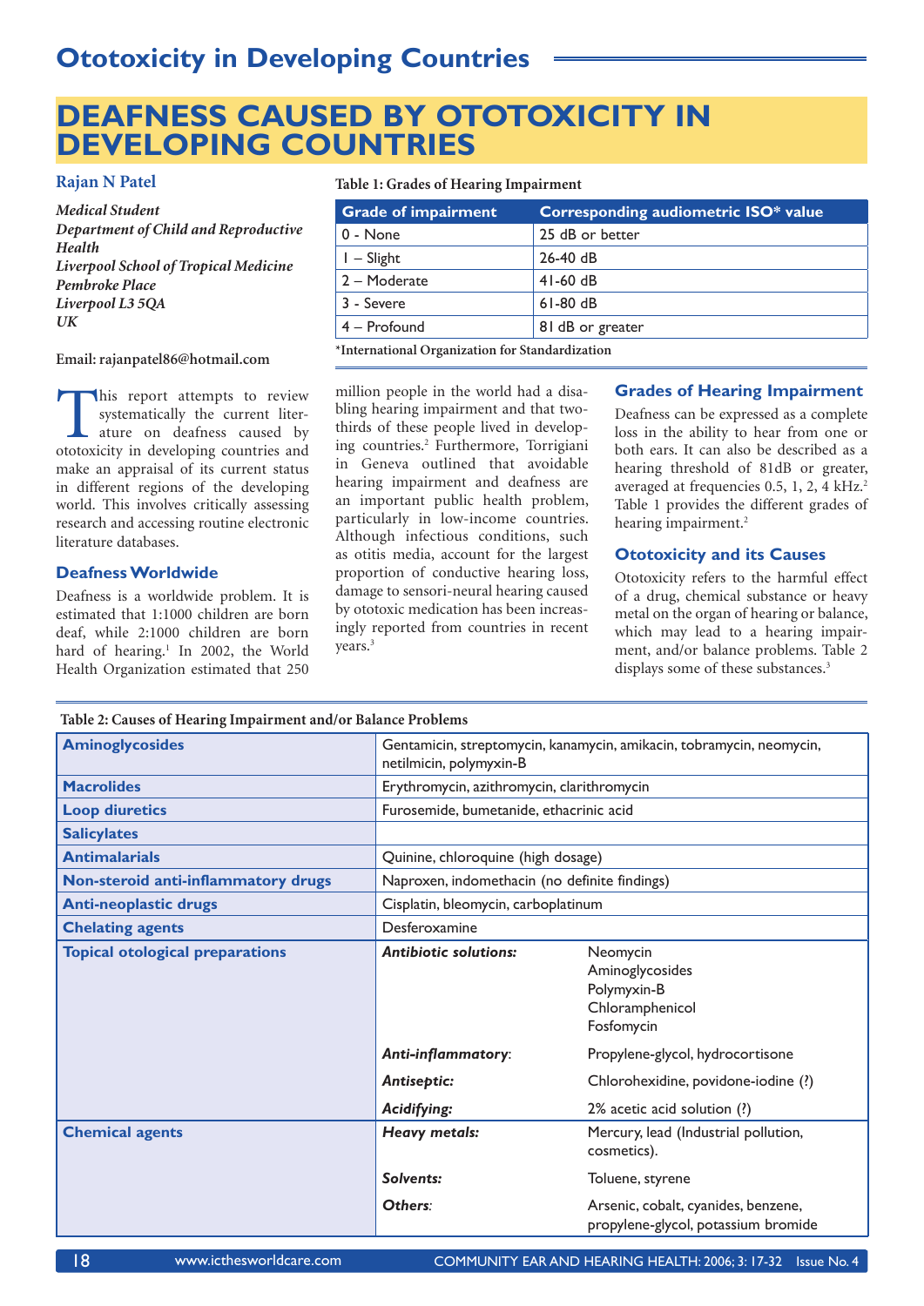# DEAFNESS CAUSED BY OTOTOXICITY IN DEVELOPING COUNTRIES

**Rajan N Patel**

*Medical Student*
*Department of Child and Reproductive Health*
*Liverpool School of Tropical Medicine*
*Pembroke Place*
*Liverpool L3 5QA*
*UK*

**Email: rajanpatel86@hotmail.com**

This report attempts to review systematically the current literature on deafness caused by ototoxicity in developing countries and make an appraisal of its current status in different regions of the developing world. This involves critically assessing research and accessing routine electronic literature databases.

## Deafness Worldwide

Deafness is a worldwide problem. It is estimated that 1:1000 children are born deaf, while 2:1000 children are born hard of hearing.[1] In 2002, the World Health Organization estimated that 250 million people in the world had a disabling hearing impairment and that two-thirds of these people lived in developing countries.[2] Furthermore, Torrigiani in Geneva outlined that avoidable hearing impairment and deafness are an important public health problem, particularly in low-income countries. Although infectious conditions, such as otitis media, account for the largest proportion of conductive hearing loss, damage to sensori-neural hearing caused by ototoxic medication has been increasingly reported from countries in recent years.[3]

**Table 1: Grades of Hearing Impairment**

| Grade of impairment | Corresponding audiometric ISO* value |
|---|---|
| 0 - None | 25 dB or better |
| 1 – Slight | 26-40 dB |
| 2 – Moderate | 41-60 dB |
| 3 - Severe | 61-80 dB |
| 4 – Profound | 81 dB or greater |

*International Organization for Standardization

## Grades of Hearing Impairment

Deafness can be expressed as a complete loss in the ability to hear from one or both ears. It can also be described as a hearing threshold of 81dB or greater, averaged at frequencies 0.5, 1, 2, 4 kHz.[2] Table 1 provides the different grades of hearing impairment.[2]

## Ototoxicity and its Causes

Ototoxicity refers to the harmful effect of a drug, chemical substance or heavy metal on the organ of hearing or balance, which may lead to a hearing impairment, and/or balance problems. Table 2 displays some of these substances.[3]

**Table 2: Causes of Hearing Impairment and/or Balance Problems**

| | | |
|---|---|---|
| **Aminoglycosides** | Gentamicin, streptomycin, kanamycin, amikacin, tobramycin, neomycin, netilmicin, polymyxin-B | |
| **Macrolides** | Erythromycin, azithromycin, clarithromycin | |
| **Loop diuretics** | Furosemide, bumetanide, ethacrinic acid | |
| **Salicylates** | | |
| **Antimalarials** | Quinine, chloroquine (high dosage) | |
| **Non-steroid anti-inflammatory drugs** | Naproxen, indomethacin (no definite findings) | |
| **Anti-neoplastic drugs** | Cisplatin, bleomycin, carboplatinum | |
| **Chelating agents** | Desferoxamine | |
| **Topical otological preparations** | ***Antibiotic solutions:*** | Neomycin<br>Aminoglycosides<br>Polymyxin-B<br>Chloramphenicol<br>Fosfomycin |
| | ***Anti-inflammatory*:** | Propylene-glycol, hydrocortisone |
| | ***Antiseptic:*** | Chlorohexidine, povidone-iodine (?) |
| | ***Acidifying:*** | 2% acetic acid solution (?) |
| **Chemical agents** | ***Heavy metals:*** | Mercury, lead (Industrial pollution, cosmetics). |
| | ***Solvents:*** | Toluene, styrene |
| | ***Others*:** | Arsenic, cobalt, cyanides, benzene, propylene-glycol, potassium bromide |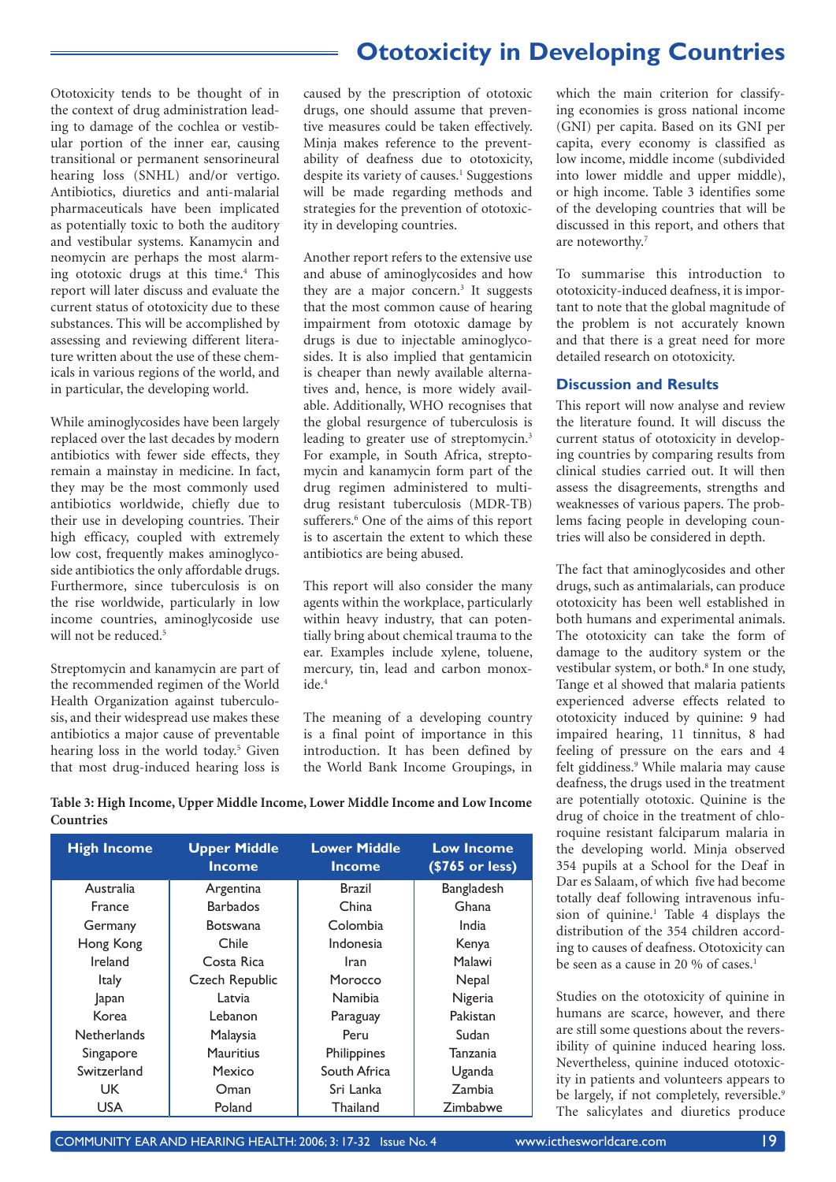Ototoxicity tends to be thought of in the context of drug administration leading to damage of the cochlea or vestibular portion of the inner ear, causing transitional or permanent sensorineural hearing loss (SNHL) and/or vertigo. Antibiotics, diuretics and anti-malarial pharmaceuticals have been implicated as potentially toxic to both the auditory and vestibular systems. Kanamycin and neomycin are perhaps the most alarming ototoxic drugs at this time.[4] This report will later discuss and evaluate the current status of ototoxicity due to these substances. This will be accomplished by assessing and reviewing different literature written about the use of these chemicals in various regions of the world, and in particular, the developing world.

While aminoglycosides have been largely replaced over the last decades by modern antibiotics with fewer side effects, they remain a mainstay in medicine. In fact, they may be the most commonly used antibiotics worldwide, chiefly due to their use in developing countries. Their high efficacy, coupled with extremely low cost, frequently makes aminoglycoside antibiotics the only affordable drugs. Furthermore, since tuberculosis is on the rise worldwide, particularly in low income countries, aminoglycoside use will not be reduced.[5]

Streptomycin and kanamycin are part of the recommended regimen of the World Health Organization against tuberculosis, and their widespread use makes these antibiotics a major cause of preventable hearing loss in the world today.[5] Given that most drug-induced hearing loss is caused by the prescription of ototoxic drugs, one should assume that preventive measures could be taken effectively. Minja makes reference to the preventability of deafness due to ototoxicity, despite its variety of causes.[1] Suggestions will be made regarding methods and strategies for the prevention of ototoxicity in developing countries.

Another report refers to the extensive use and abuse of aminoglycosides and how they are a major concern.[3] It suggests that the most common cause of hearing impairment from ototoxic damage by drugs is due to injectable aminoglycosides. It is also implied that gentamicin is cheaper than newly available alternatives and, hence, is more widely available. Additionally, WHO recognises that the global resurgence of tuberculosis is leading to greater use of streptomycin.[3] For example, in South Africa, streptomycin and kanamycin form part of the drug regimen administered to multidrug resistant tuberculosis (MDR-TB) sufferers.[6] One of the aims of this report is to ascertain the extent to which these antibiotics are being abused.

This report will also consider the many agents within the workplace, particularly within heavy industry, that can potentially bring about chemical trauma to the ear. Examples include xylene, toluene, mercury, tin, lead and carbon monoxide.[4]

The meaning of a developing country is a final point of importance in this introduction. It has been defined by the World Bank Income Groupings, in which the main criterion for classifying economies is gross national income (GNI) per capita. Based on its GNI per capita, every economy is classified as low income, middle income (subdivided into lower middle and upper middle), or high income. Table 3 identifies some of the developing countries that will be discussed in this report, and others that are noteworthy.[7]

To summarise this introduction to ototoxicity-induced deafness, it is important to note that the global magnitude of the problem is not accurately known and that there is a great need for more detailed research on ototoxicity.

**Table 3: High Income, Upper Middle Income, Lower Middle Income and Low Income Countries**

| High Income | Upper Middle Income | Lower Middle Income | Low Income ($765 or less) |
|---|---|---|---|
| Australia | Argentina | Brazil | Bangladesh |
| France | Barbados | China | Ghana |
| Germany | Botswana | Colombia | India |
| Hong Kong | Chile | Indonesia | Kenya |
| Ireland | Costa Rica | Iran | Malawi |
| Italy | Czech Republic | Morocco | Nepal |
| Japan | Latvia | Namibia | Nigeria |
| Korea | Lebanon | Paraguay | Pakistan |
| Netherlands | Malaysia | Peru | Sudan |
| Singapore | Mauritius | Philippines | Tanzania |
| Switzerland | Mexico | South Africa | Uganda |
| UK | Oman | Sri Lanka | Zambia |
| USA | Poland | Thailand | Zimbabwe |

## Discussion and Results

This report will now analyse and review the literature found. It will discuss the current status of ototoxicity in developing countries by comparing results from clinical studies carried out. It will then assess the disagreements, strengths and weaknesses of various papers. The problems facing people in developing countries will also be considered in depth.

The fact that aminoglycosides and other drugs, such as antimalarials, can produce ototoxicity has been well established in both humans and experimental animals. The ototoxicity can take the form of damage to the auditory system or the vestibular system, or both.[8] In one study, Tange et al showed that malaria patients experienced adverse effects related to ototoxicity induced by quinine: 9 had impaired hearing, 11 tinnitus, 8 had feeling of pressure on the ears and 4 felt giddiness.[9] While malaria may cause deafness, the drugs used in the treatment are potentially ototoxic. Quinine is the drug of choice in the treatment of chloroquine resistant falciparum malaria in the developing world. Minja observed 354 pupils at a School for the Deaf in Dar es Salaam, of which five had become totally deaf following intravenous infusion of quinine.[1] Table 4 displays the distribution of the 354 children according to causes of deafness. Ototoxicity can be seen as a cause in 20 % of cases.[1]

Studies on the ototoxicity of quinine in humans are scarce, however, and there are still some questions about the reversibility of quinine induced hearing loss. Nevertheless, quinine induced ototoxicity in patients and volunteers appears to be largely, if not completely, reversible.[9] The salicylates and diuretics produce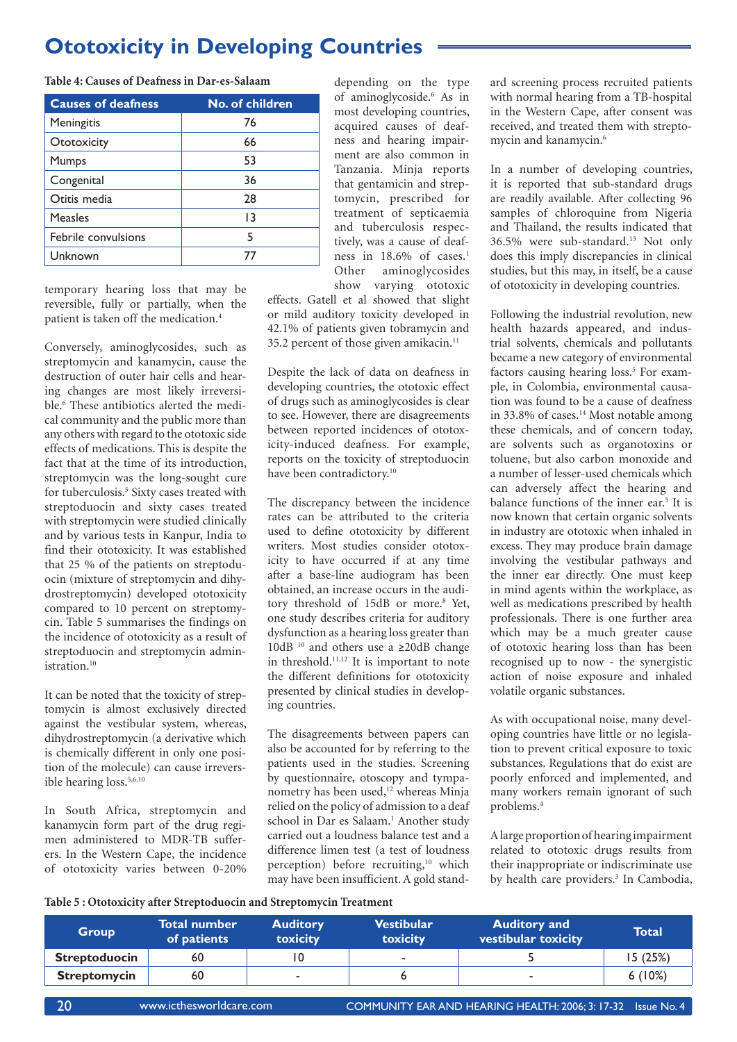# Ototoxicity in Developing Countries

**Table 4: Causes of Deafness in Dar-es-Salaam**

| Causes of deafness | No. of children |
|---|---|
| Meningitis | 76 |
| Ototoxicity | 66 |
| Mumps | 53 |
| Congenital | 36 |
| Otitis media | 28 |
| Measles | 13 |
| Febrile convulsions | 5 |
| Unknown | 77 |

temporary hearing loss that may be reversible, fully or partially, when the patient is taken off the medication.[4]

Conversely, aminoglycosides, such as streptomycin and kanamycin, cause the destruction of outer hair cells and hearing changes are most likely irreversible.[6] These antibiotics alerted the medical community and the public more than any others with regard to the ototoxic side effects of medications. This is despite the fact that at the time of its introduction, streptomycin was the long-sought cure for tuberculosis.[5] Sixty cases treated with streptoduocin and sixty cases treated with streptomycin were studied clinically and by various tests in Kanpur, India to find their ototoxicity. It was established that 25 % of the patients on streptoduocin (mixture of streptomycin and dihydrostreptomycin) developed ototoxicity compared to 10 percent on streptomycin. Table 5 summarises the findings on the incidence of ototoxicity as a result of streptoduocin and streptomycin administration.[10]

It can be noted that the toxicity of streptomycin is almost exclusively directed against the vestibular system, whereas, dihydrostreptomycin (a derivative which is chemically different in only one position of the molecule) can cause irreversible hearing loss.[5,6,10]

In South Africa, streptomycin and kanamycin form part of the drug regimen administered to MDR-TB sufferers. In the Western Cape, the incidence of ototoxicity varies between 0-20% depending on the type of aminoglycoside.[6] As in most developing countries, acquired causes of deafness and hearing impairment are also common in Tanzania. Minja reports that gentamicin and streptomycin, prescribed for treatment of septicaemia and tuberculosis respectively, was a cause of deafness in 18.6% of cases.[1] Other aminoglycosides show varying ototoxic effects. Gatell et al showed that slight or mild auditory toxicity developed in 42.1% of patients given tobramycin and 35.2 percent of those given amikacin.[11]

Despite the lack of data on deafness in developing countries, the ototoxic effect of drugs such as aminoglycosides is clear to see. However, there are disagreements between reported incidences of ototoxicity-induced deafness. For example, reports on the toxicity of streptoduocin have been contradictory.[10]

The discrepancy between the incidence rates can be attributed to the criteria used to define ototoxicity by different writers. Most studies consider ototoxicity to have occurred if at any time after a base-line audiogram has been obtained, an increase occurs in the auditory threshold of 15dB or more.[8] Yet, one study describes criteria for auditory dysfunction as a hearing loss greater than 10dB [10] and others use a ≥20dB change in threshold.[11,12] It is important to note the different definitions for ototoxicity presented by clinical studies in developing countries.

The disagreements between papers can also be accounted for by referring to the patients used in the studies. Screening by questionnaire, otoscopy and tympanometry has been used,[12] whereas Minja relied on the policy of admission to a deaf school in Dar es Salaam.[1] Another study carried out a loudness balance test and a difference limen test (a test of loudness perception) before recruiting,[10] which may have been insufficient. A gold standard screening process recruited patients with normal hearing from a TB-hospital in the Western Cape, after consent was received, and treated them with streptomycin and kanamycin.[6]

In a number of developing countries, it is reported that sub-standard drugs are readily available. After collecting 96 samples of chloroquine from Nigeria and Thailand, the results indicated that 36.5% were sub-standard.[13] Not only does this imply discrepancies in clinical studies, but this may, in itself, be a cause of ototoxicity in developing countries.

Following the industrial revolution, new health hazards appeared, and industrial solvents, chemicals and pollutants became a new category of environmental factors causing hearing loss.[5] For example, in Colombia, environmental causation was found to be a cause of deafness in 33.8% of cases.[14] Most notable among these chemicals, and of concern today, are solvents such as organotoxins or toluene, but also carbon monoxide and a number of lesser-used chemicals which can adversely affect the hearing and balance functions of the inner ear.[5] It is now known that certain organic solvents in industry are ototoxic when inhaled in excess. They may produce brain damage involving the vestibular pathways and the inner ear directly. One must keep in mind agents within the workplace, as well as medications prescribed by health professionals. There is one further area which may be a much greater cause of ototoxic hearing loss than has been recognised up to now - the synergistic action of noise exposure and inhaled volatile organic substances.

As with occupational noise, many developing countries have little or no legislation to prevent critical exposure to toxic substances. Regulations that do exist are poorly enforced and implemented, and many workers remain ignorant of such problems.[4]

A large proportion of hearing impairment related to ototoxic drugs results from their inappropriate or indiscriminate use by health care providers.[3] In Cambodia,

**Table 5 : Ototoxicity after Streptoduocin and Streptomycin Treatment**

| Group | Total number of patients | Auditory toxicity | Vestibular toxicity | Auditory and vestibular toxicity | Total |
|---|---|---|---|---|---|
| **Streptoduocin** | 60 | 10 | - | 5 | 15 (25%) |
| **Streptomycin** | 60 | - | 6 | - | 6 (10%) |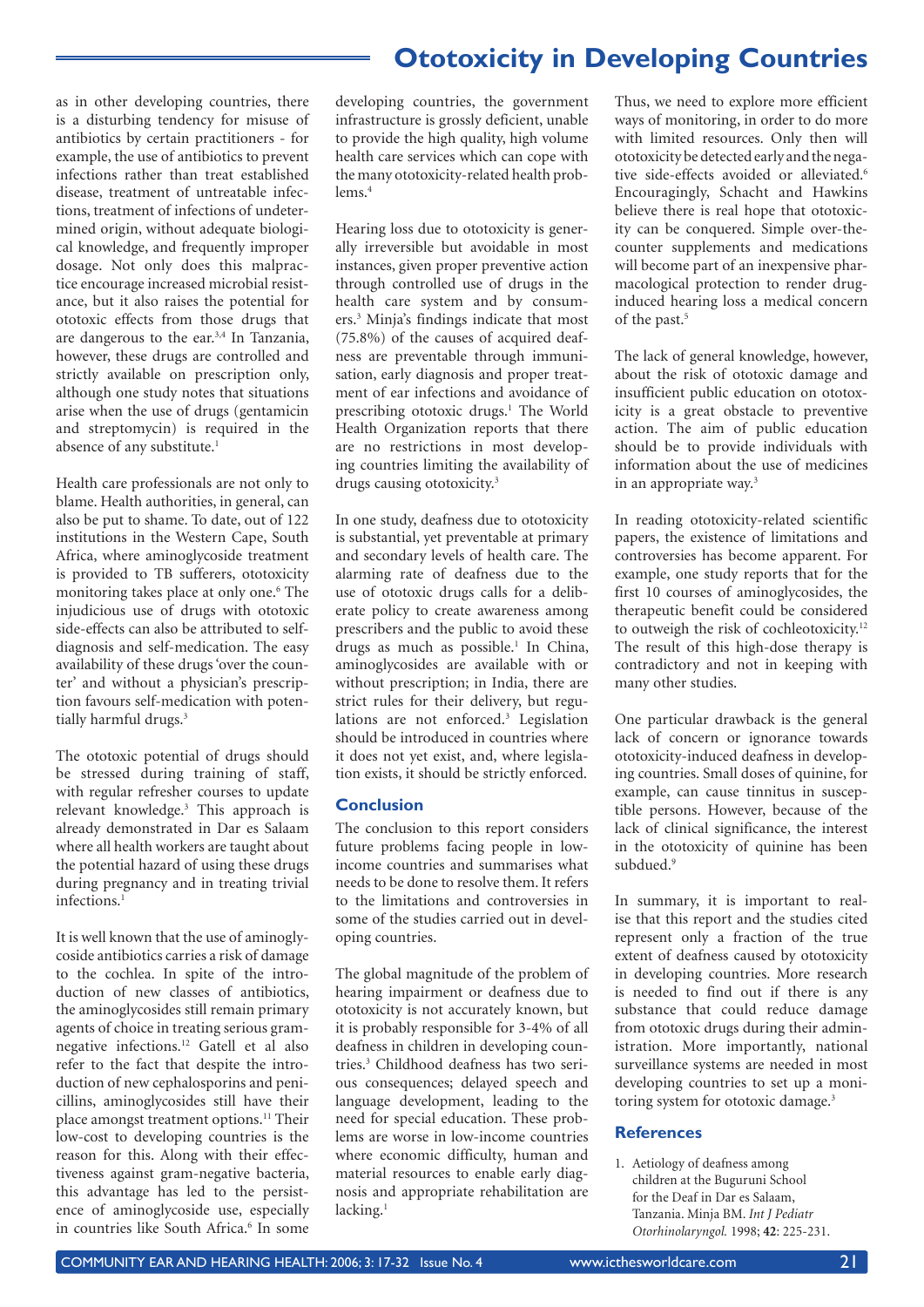as in other developing countries, there is a disturbing tendency for misuse of antibiotics by certain practitioners - for example, the use of antibiotics to prevent infections rather than treat established disease, treatment of untreatable infections, treatment of infections of undetermined origin, without adequate biological knowledge, and frequently improper dosage. Not only does this malpractice encourage increased microbial resistance, but it also raises the potential for ototoxic effects from those drugs that are dangerous to the ear.[3,4] In Tanzania, however, these drugs are controlled and strictly available on prescription only, although one study notes that situations arise when the use of drugs (gentamicin and streptomycin) is required in the absence of any substitute.[1]

Health care professionals are not only to blame. Health authorities, in general, can also be put to shame. To date, out of 122 institutions in the Western Cape, South Africa, where aminoglycoside treatment is provided to TB sufferers, ototoxicity monitoring takes place at only one.[6] The injudicious use of drugs with ototoxic side-effects can also be attributed to self-diagnosis and self-medication. The easy availability of these drugs 'over the counter' and without a physician's prescription favours self-medication with potentially harmful drugs.[3]

The ototoxic potential of drugs should be stressed during training of staff, with regular refresher courses to update relevant knowledge.[3] This approach is already demonstrated in Dar es Salaam where all health workers are taught about the potential hazard of using these drugs during pregnancy and in treating trivial infections.[1]

It is well known that the use of aminoglycoside antibiotics carries a risk of damage to the cochlea. In spite of the introduction of new classes of antibiotics, the aminoglycosides still remain primary agents of choice in treating serious gram-negative infections.[12] Gatell et al also refer to the fact that despite the introduction of new cephalosporins and penicillins, aminoglycosides still have their place amongst treatment options.[11] Their low-cost to developing countries is the reason for this. Along with their effectiveness against gram-negative bacteria, this advantage has led to the persistence of aminoglycoside use, especially in countries like South Africa.[6] In some developing countries, the government infrastructure is grossly deficient, unable to provide the high quality, high volume health care services which can cope with the many ototoxicity-related health problems.[4]

Hearing loss due to ototoxicity is generally irreversible but avoidable in most instances, given proper preventive action through controlled use of drugs in the health care system and by consumers.[3] Minja's findings indicate that most (75.8%) of the causes of acquired deafness are preventable through immunisation, early diagnosis and proper treatment of ear infections and avoidance of prescribing ototoxic drugs.[1] The World Health Organization reports that there are no restrictions in most developing countries limiting the availability of drugs causing ototoxicity.[3]

In one study, deafness due to ototoxicity is substantial, yet preventable at primary and secondary levels of health care. The alarming rate of deafness due to the use of ototoxic drugs calls for a deliberate policy to create awareness among prescribers and the public to avoid these drugs as much as possible.[1] In China, aminoglycosides are available with or without prescription; in India, there are strict rules for their delivery, but regulations are not enforced.[3] Legislation should be introduced in countries where it does not yet exist, and, where legislation exists, it should be strictly enforced.

## Conclusion

The conclusion to this report considers future problems facing people in low-income countries and summarises what needs to be done to resolve them. It refers to the limitations and controversies in some of the studies carried out in developing countries.

The global magnitude of the problem of hearing impairment or deafness due to ototoxicity is not accurately known, but it is probably responsible for 3-4% of all deafness in children in developing countries.[3] Childhood deafness has two serious consequences; delayed speech and language development, leading to the need for special education. These problems are worse in low-income countries where economic difficulty, human and material resources to enable early diagnosis and appropriate rehabilitation are lacking.[1]

Thus, we need to explore more efficient ways of monitoring, in order to do more with limited resources. Only then will ototoxicity be detected early and the negative side-effects avoided or alleviated.[6] Encouragingly, Schacht and Hawkins believe there is real hope that ototoxicity can be conquered. Simple over-the-counter supplements and medications will become part of an inexpensive pharmacological protection to render drug-induced hearing loss a medical concern of the past.[5]

The lack of general knowledge, however, about the risk of ototoxic damage and insufficient public education on ototoxicity is a great obstacle to preventive action. The aim of public education should be to provide individuals with information about the use of medicines in an appropriate way.[3]

In reading ototoxicity-related scientific papers, the existence of limitations and controversies has become apparent. For example, one study reports that for the first 10 courses of aminoglycosides, the therapeutic benefit could be considered to outweigh the risk of cochleotoxicity.[12] The result of this high-dose therapy is contradictory and not in keeping with many other studies.

One particular drawback is the general lack of concern or ignorance towards ototoxicity-induced deafness in developing countries. Small doses of quinine, for example, can cause tinnitus in susceptible persons. However, because of the lack of clinical significance, the interest in the ototoxicity of quinine has been subdued.[9]

In summary, it is important to realise that this report and the studies cited represent only a fraction of the true extent of deafness caused by ototoxicity in developing countries. More research is needed to find out if there is any substance that could reduce damage from ototoxic drugs during their administration. More importantly, national surveillance systems are needed in most developing countries to set up a monitoring system for ototoxic damage.[3]

## References

1. Aetiology of deafness among children at the Buguruni School for the Deaf in Dar es Salaam, Tanzania. Minja BM. *Int J Pediatr Otorhinolaryngol.* 1998; **42**: 225-231.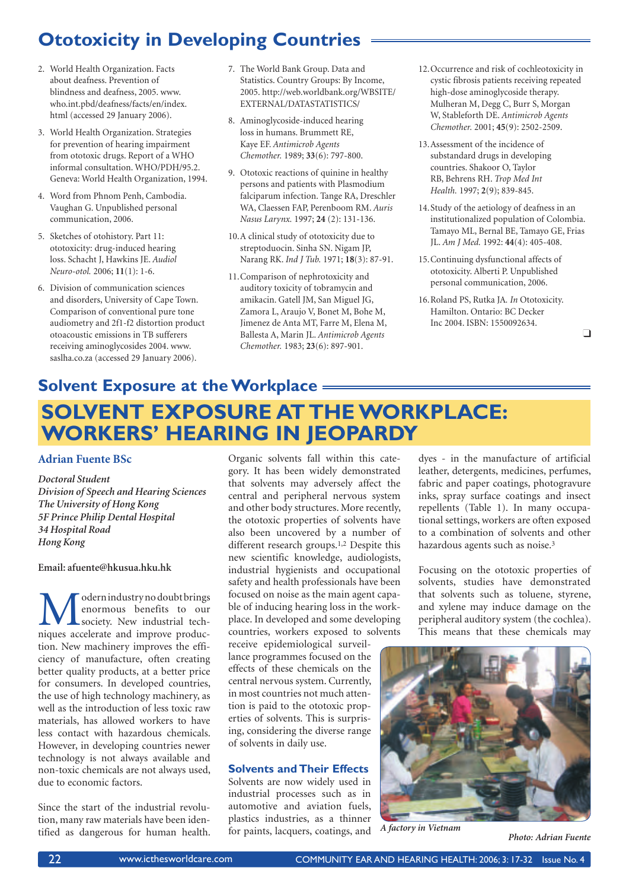# Ototoxicity in Developing Countries

2. World Health Organization. Facts about deafness. Prevention of blindness and deafness, 2005. www.who.int.pbd/deafness/facts/en/index.html (accessed 29 January 2006).
3. World Health Organization. Strategies for prevention of hearing impairment from ototoxic drugs. Report of a WHO informal consultation. WHO/PDH/95.2. Geneva: World Health Organization, 1994.
4. Word from Phnom Penh, Cambodia. Vaughan G. Unpublished personal communication, 2006.
5. Sketches of otohistory. Part 11: ototoxicity: drug-induced hearing loss. Schacht J, Hawkins JE. *Audiol Neuro-otol.* 2006; **11**(1): 1-6.
6. Division of communication sciences and disorders, University of Cape Town. Comparison of conventional pure tone audiometry and 2f1-f2 distortion product otoacoustic emissions in TB sufferers receiving aminoglycosides 2004. www.saslha.co.za (accessed 29 January 2006).
7. The World Bank Group. Data and Statistics. Country Groups: By Income, 2005. http://web.worldbank.org/WBSITE/EXTERNAL/DATASTATISTICS/
8. Aminoglycoside-induced hearing loss in humans. Brummett RE, Kaye EF. *Antimicrob Agents Chemother.* 1989; **33**(6): 797-800.
9. Ototoxic reactions of quinine in healthy persons and patients with Plasmodium falciparum infection. Tange RA, Dreschler WA, Claessen FAP, Perenboom RM. *Auris Nasus Larynx.* 1997; **24** (2): 131-136.
10. A clinical study of ototoxicity due to streptoduocin. Sinha SN. Nigam JP, Narang RK. *Ind J Tub.* 1971; **18**(3): 87-91.
11. Comparison of nephrotoxicity and auditory toxicity of tobramycin and amikacin. Gatell JM, San Miguel JG, Zamora L, Araujo V, Bonet M, Bohe M, Jimenez de Anta MT, Farre M, Elena M, Ballesta A, Marin JL. *Antimicrob Agents Chemother.* 1983; **23**(6): 897-901.
12. Occurrence and risk of cochleotoxicity in cystic fibrosis patients receiving repeated high-dose aminoglycoside therapy. Mulheran M, Degg C, Burr S, Morgan W, Stableforth DE. *Antimicrob Agents Chemother.* 2001; **45**(9): 2502-2509.
13. Assessment of the incidence of substandard drugs in developing countries. Shakoor O, Taylor RB, Behrens RH. *Trop Med Int Health.* 1997; **2**(9); 839-845.
14. Study of the aetiology of deafness in an institutionalized population of Colombia. Tamayo ML, Bernal BE, Tamayo GE, Frias JL. *Am J Med.* 1992: **44**(4): 405-408.
15. Continuing dysfunctional affects of ototoxicity. Alberti P. Unpublished personal communication, 2006.
16. Roland PS, Rutka JA. *In* Ototoxicity. Hamilton. Ontario: BC Decker Inc 2004. ISBN: 1550092634.

❑

# Solvent Exposure at the Workplace

## SOLVENT EXPOSURE AT THE WORKPLACE: WORKERS' HEARING IN JEOPARDY

**Adrian Fuente BSc**

***Doctoral Student***
***Division of Speech and Hearing Sciences***
***The University of Hong Kong***
***5F Prince Philip Dental Hospital***
***34 Hospital Road***
***Hong Kong***

**Email: afuente@hkusua.hku.hk**

Modern industry no doubt brings enormous benefits to our society. New industrial techniques accelerate and improve production. New machinery improves the efficiency of manufacture, often creating better quality products, at a better price for consumers. In developed countries, the use of high technology machinery, as well as the introduction of less toxic raw materials, has allowed workers to have less contact with hazardous chemicals. However, in developing countries newer technology is not always available and non-toxic chemicals are not always used, due to economic factors.

Since the start of the industrial revolution, many raw materials have been identified as dangerous for human health. Organic solvents fall within this category. It has been widely demonstrated that solvents may adversely affect the central and peripheral nervous system and other body structures. More recently, the ototoxic properties of solvents have also been uncovered by a number of different research groups.[1,2] Despite this new scientific knowledge, audiologists, industrial hygienists and occupational safety and health professionals have been focused on noise as the main agent capable of inducing hearing loss in the workplace. In developed and some developing countries, workers exposed to solvents receive epidemiological surveillance programmes focused on the effects of these chemicals on the central nervous system. Currently, in most countries not much attention is paid to the ototoxic properties of solvents. This is surprising, considering the diverse range of solvents in daily use.

### Solvents and Their Effects

Solvents are now widely used in industrial processes such as in automotive and aviation fuels, plastics industries, as a thinner for paints, lacquers, coatings, and dyes - in the manufacture of artificial leather, detergents, medicines, perfumes, fabric and paper coatings, photogravure inks, spray surface coatings and insect repellents (Table 1). In many occupational settings, workers are often exposed to a combination of solvents and other hazardous agents such as noise.[3]

Focusing on the ototoxic properties of solvents, studies have demonstrated that solvents such as toluene, styrene, and xylene may induce damage on the peripheral auditory system (the cochlea). This means that these chemicals may

*A factory in Vietnam*

*Photo: Adrian Fuente*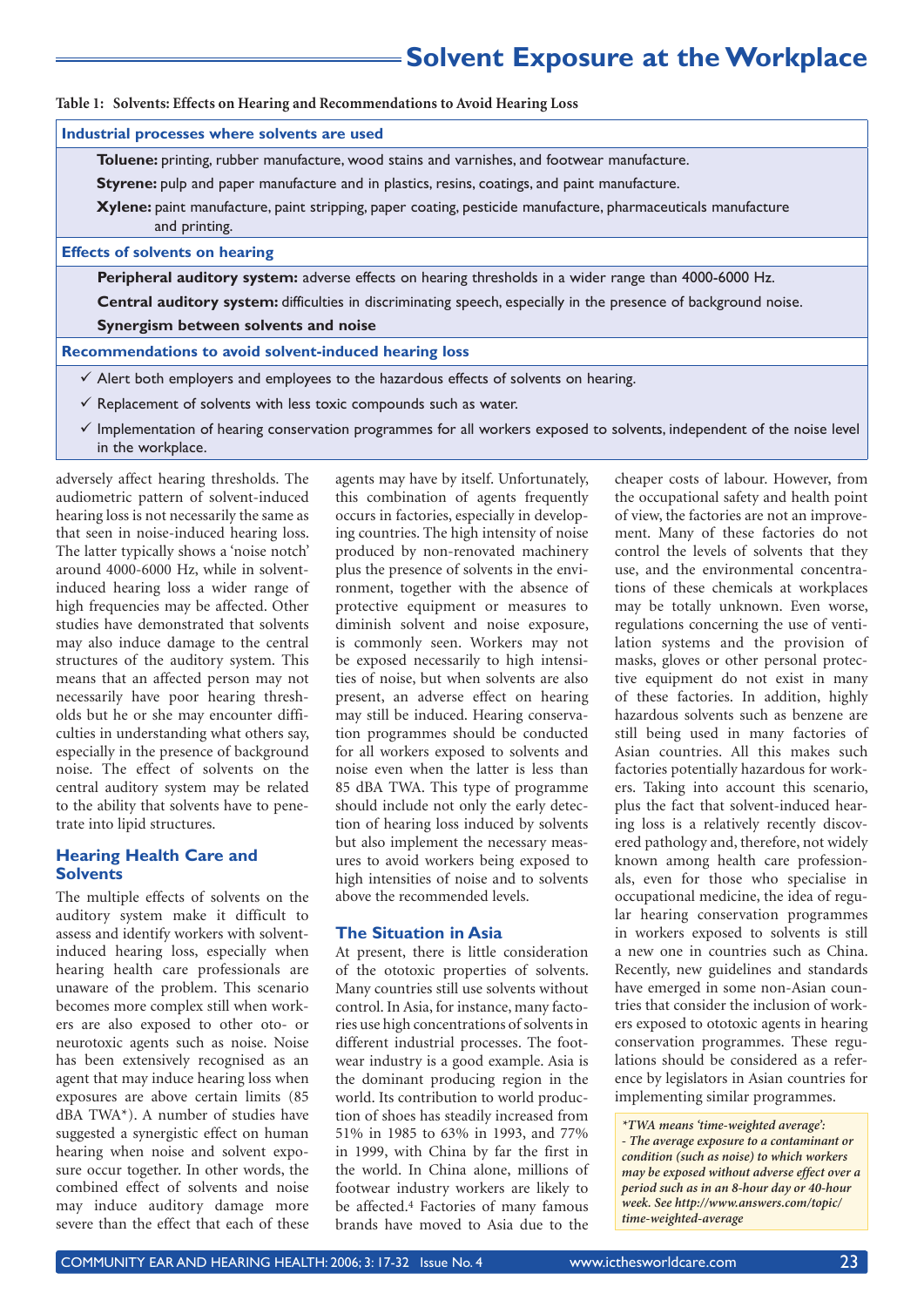**Table 1: Solvents: Effects on Hearing and Recommendations to Avoid Hearing Loss**

**Industrial processes where solvents are used**

**Toluene:** printing, rubber manufacture, wood stains and varnishes, and footwear manufacture.

**Styrene:** pulp and paper manufacture and in plastics, resins, coatings, and paint manufacture.

**Xylene:** paint manufacture, paint stripping, paper coating, pesticide manufacture, pharmaceuticals manufacture and printing.

**Effects of solvents on hearing**

**Peripheral auditory system:** adverse effects on hearing thresholds in a wider range than 4000-6000 Hz.

**Central auditory system:** difficulties in discriminating speech, especially in the presence of background noise.

**Synergism between solvents and noise**

**Recommendations to avoid solvent-induced hearing loss**

- ✓ Alert both employers and employees to the hazardous effects of solvents on hearing.
- ✓ Replacement of solvents with less toxic compounds such as water.
- ✓ Implementation of hearing conservation programmes for all workers exposed to solvents, independent of the noise level in the workplace.

adversely affect hearing thresholds. The audiometric pattern of solvent-induced hearing loss is not necessarily the same as that seen in noise-induced hearing loss. The latter typically shows a 'noise notch' around 4000-6000 Hz, while in solvent-induced hearing loss a wider range of high frequencies may be affected. Other studies have demonstrated that solvents may also induce damage to the central structures of the auditory system. This means that an affected person may not necessarily have poor hearing thresholds but he or she may encounter difficulties in understanding what others say, especially in the presence of background noise. The effect of solvents on the central auditory system may be related to the ability that solvents have to penetrate into lipid structures.

## Hearing Health Care and Solvents

The multiple effects of solvents on the auditory system make it difficult to assess and identify workers with solvent-induced hearing loss, especially when hearing health care professionals are unaware of the problem. This scenario becomes more complex still when workers are also exposed to other oto- or neurotoxic agents such as noise. Noise has been extensively recognised as an agent that may induce hearing loss when exposures are above certain limits (85 dBA TWA*). A number of studies have suggested a synergistic effect on human hearing when noise and solvent exposure occur together. In other words, the combined effect of solvents and noise may induce auditory damage more severe than the effect that each of these agents may have by itself. Unfortunately, this combination of agents frequently occurs in factories, especially in developing countries. The high intensity of noise produced by non-renovated machinery plus the presence of solvents in the environment, together with the absence of protective equipment or measures to diminish solvent and noise exposure, is commonly seen. Workers may not be exposed necessarily to high intensities of noise, but when solvents are also present, an adverse effect on hearing may still be induced. Hearing conservation programmes should be conducted for all workers exposed to solvents and noise even when the latter is less than 85 dBA TWA. This type of programme should include not only the early detection of hearing loss induced by solvents but also implement the necessary measures to avoid workers being exposed to high intensities of noise and to solvents above the recommended levels.

## The Situation in Asia

At present, there is little consideration of the ototoxic properties of solvents. Many countries still use solvents without control. In Asia, for instance, many factories use high concentrations of solvents in different industrial processes. The footwear industry is a good example. Asia is the dominant producing region in the world. Its contribution to world production of shoes has steadily increased from 51% in 1985 to 63% in 1993, and 77% in 1999, with China by far the first in the world. In China alone, millions of footwear industry workers are likely to be affected.[4] Factories of many famous brands have moved to Asia due to the cheaper costs of labour. However, from the occupational safety and health point of view, the factories are not an improvement. Many of these factories do not control the levels of solvents that they use, and the environmental concentrations of these chemicals at workplaces may be totally unknown. Even worse, regulations concerning the use of ventilation systems and the provision of masks, gloves or other personal protective equipment do not exist in many of these factories. In addition, highly hazardous solvents such as benzene are still being used in many factories of Asian countries. All this makes such factories potentially hazardous for workers. Taking into account this scenario, plus the fact that solvent-induced hearing loss is a relatively recently discovered pathology and, therefore, not widely known among health care professionals, even for those who specialise in occupational medicine, the idea of regular hearing conservation programmes in workers exposed to solvents is still a new one in countries such as China. Recently, new guidelines and standards have emerged in some non-Asian countries that consider the inclusion of workers exposed to ototoxic agents in hearing conservation programmes. These regulations should be considered as a reference by legislators in Asian countries for implementing similar programmes.

*\*TWA means 'time-weighted average':*
*- The average exposure to a contaminant or condition (such as noise) to which workers may be exposed without adverse effect over a period such as in an 8-hour day or 40-hour week. See http://www.answers.com/topic/time-weighted-average*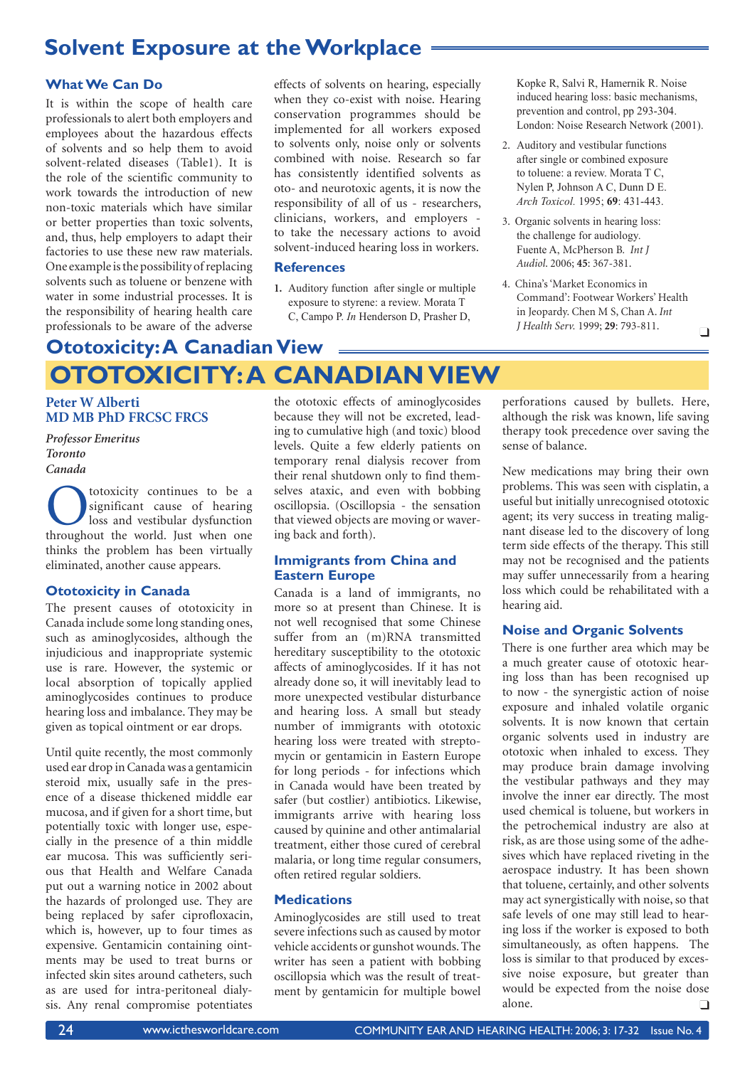# Solvent Exposure at the Workplace

### What We Can Do

It is within the scope of health care professionals to alert both employers and employees about the hazardous effects of solvents and so help them to avoid solvent-related diseases (Table1). It is the role of the scientific community to work towards the introduction of new non-toxic materials which have similar or better properties than toxic solvents, and, thus, help employers to adapt their factories to use these new raw materials. One example is the possibility of replacing solvents such as toluene or benzene with water in some industrial processes. It is the responsibility of hearing health care professionals to be aware of the adverse effects of solvents on hearing, especially when they co-exist with noise. Hearing conservation programmes should be implemented for all workers exposed to solvents only, noise only or solvents combined with noise. Research so far has consistently identified solvents as oto- and neurotoxic agents, it is now the responsibility of all of us - researchers, clinicians, workers, and employers - to take the necessary actions to avoid solvent-induced hearing loss in workers.

### References

1. Auditory function after single or multiple exposure to styrene: a review. Morata T C, Campo P. *In* Henderson D, Prasher D, Kopke R, Salvi R, Hamernik R. Noise induced hearing loss: basic mechanisms, prevention and control, pp 293-304. London: Noise Research Network (2001).
2. Auditory and vestibular functions after single or combined exposure to toluene: a review. Morata T C, Nylen P, Johnson A C, Dunn D E. *Arch Toxicol.* 1995; **69**: 431-443.
3. Organic solvents in hearing loss: the challenge for audiology. Fuente A, McPherson B. *Int J Audiol*. 2006; **45**: 367-381.
4. China's 'Market Economics in Command': Footwear Workers' Health in Jeopardy. Chen M S, Chan A. *Int J Health Serv.* 1999; **29**: 793-811.

# OTOTOXICITY: A CANADIAN VIEW

**Peter W Alberti**
**MD MB PhD FRCSC FRCS**

*Professor Emeritus*
*Toronto*
*Canada*

Ototoxicity continues to be a significant cause of hearing loss and vestibular dysfunction throughout the world. Just when one thinks the problem has been virtually eliminated, another cause appears.

### Ototoxicity in Canada

The present causes of ototoxicity in Canada include some long standing ones, such as aminoglycosides, although the injudicious and inappropriate systemic use is rare. However, the systemic or local absorption of topically applied aminoglycosides continues to produce hearing loss and imbalance. They may be given as topical ointment or ear drops.

Until quite recently, the most commonly used ear drop in Canada was a gentamicin steroid mix, usually safe in the presence of a disease thickened middle ear mucosa, and if given for a short time, but potentially toxic with longer use, especially in the presence of a thin middle ear mucosa. This was sufficiently serious that Health and Welfare Canada put out a warning notice in 2002 about the hazards of prolonged use. They are being replaced by safer ciprofloxacin, which is, however, up to four times as expensive. Gentamicin containing ointments may be used to treat burns or infected skin sites around catheters, such as are used for intra-peritoneal dialysis. Any renal compromise potentiates the ototoxic effects of aminoglycosides because they will not be excreted, leading to cumulative high (and toxic) blood levels. Quite a few elderly patients on temporary renal dialysis recover from their renal shutdown only to find themselves ataxic, and even with bobbing oscillopsia. (Oscillopsia - the sensation that viewed objects are moving or wavering back and forth).

### Immigrants from China and Eastern Europe

Canada is a land of immigrants, no more so at present than Chinese. It is not well recognised that some Chinese suffer from an (m)RNA transmitted hereditary susceptibility to the ototoxic affects of aminoglycosides. If it has not already done so, it will inevitably lead to more unexpected vestibular disturbance and hearing loss. A small but steady number of immigrants with ototoxic hearing loss were treated with streptomycin or gentamicin in Eastern Europe for long periods - for infections which in Canada would have been treated by safer (but costlier) antibiotics. Likewise, immigrants arrive with hearing loss caused by quinine and other antimalarial treatment, either those cured of cerebral malaria, or long time regular consumers, often retired regular soldiers.

### Medications

Aminoglycosides are still used to treat severe infections such as caused by motor vehicle accidents or gunshot wounds. The writer has seen a patient with bobbing oscillopsia which was the result of treatment by gentamicin for multiple bowel perforations caused by bullets. Here, although the risk was known, life saving therapy took precedence over saving the sense of balance.

New medications may bring their own problems. This was seen with cisplatin, a useful but initially unrecognised ototoxic agent; its very success in treating malignant disease led to the discovery of long term side effects of the therapy. This still may not be recognised and the patients may suffer unnecessarily from a hearing loss which could be rehabilitated with a hearing aid.

### Noise and Organic Solvents

There is one further area which may be a much greater cause of ototoxic hearing loss than has been recognised up to now - the synergistic action of noise exposure and inhaled volatile organic solvents. It is now known that certain organic solvents used in industry are ototoxic when inhaled to excess. They may produce brain damage involving the vestibular pathways and they may involve the inner ear directly. The most used chemical is toluene, but workers in the petrochemical industry are also at risk, as are those using some of the adhesives which have replaced riveting in the aerospace industry. It has been shown that toluene, certainly, and other solvents may act synergistically with noise, so that safe levels of one may still lead to hearing loss if the worker is exposed to both simultaneously, as often happens. The loss is similar to that produced by excessive noise exposure, but greater than would be expected from the noise dose alone.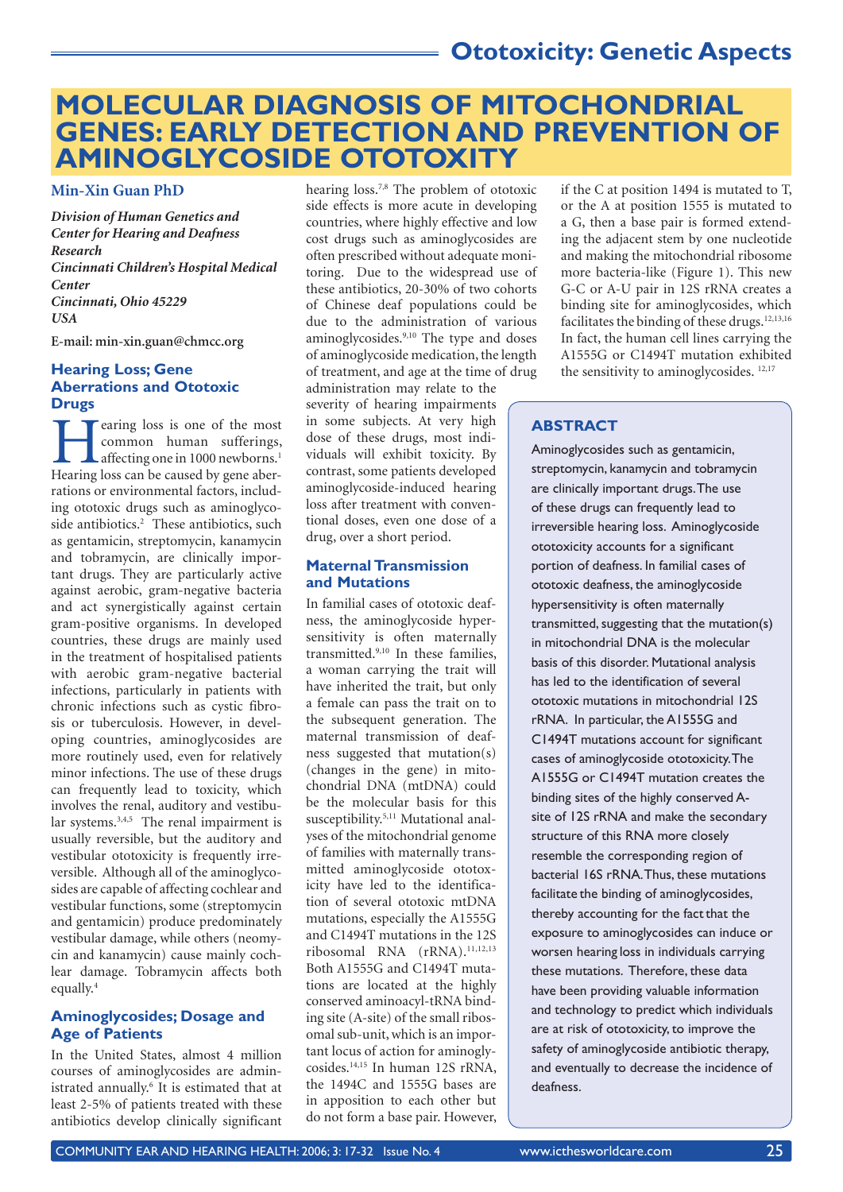# MOLECULAR DIAGNOSIS OF MITOCHONDRIAL GENES: EARLY DETECTION AND PREVENTION OF AMINOGLYCOSIDE OTOTOXICITY

**Min-Xin Guan PhD**

***Division of Human Genetics and Center for Hearing and Deafness Research***
***Cincinnati Children's Hospital Medical Center***
***Cincinnati, Ohio 45229***
***USA***

**E-mail: min-xin.guan@chmcc.org**

## ABSTRACT

Aminoglycosides such as gentamicin, streptomycin, kanamycin and tobramycin are clinically important drugs. The use of these drugs can frequently lead to irreversible hearing loss. Aminoglycoside ototoxicity accounts for a significant portion of deafness. In familial cases of ototoxic deafness, the aminoglycoside hypersensitivity is often maternally transmitted, suggesting that the mutation(s) in mitochondrial DNA is the molecular basis of this disorder. Mutational analysis has led to the identification of several ototoxic mutations in mitochondrial 12S rRNA. In particular, the A1555G and C1494T mutations account for significant cases of aminoglycoside ototoxicity. The A1555G or C1494T mutation creates the binding sites of the highly conserved A-site of 12S rRNA and make the secondary structure of this RNA more closely resemble the corresponding region of bacterial 16S rRNA. Thus, these mutations facilitate the binding of aminoglycosides, thereby accounting for the fact that the exposure to aminoglycosides can induce or worsen hearing loss in individuals carrying these mutations. Therefore, these data have been providing valuable information and technology to predict which individuals are at risk of ototoxicity, to improve the safety of aminoglycoside antibiotic therapy, and eventually to decrease the incidence of deafness.

## Hearing Loss; Gene Aberrations and Ototoxic Drugs

Hearing loss is one of the most common human sufferings, affecting one in 1000 newborns.[1] Hearing loss can be caused by gene aberrations or environmental factors, including ototoxic drugs such as aminoglycoside antibiotics.[2] These antibiotics, such as gentamicin, streptomycin, kanamycin and tobramycin, are clinically important drugs. They are particularly active against aerobic, gram-negative bacteria and act synergistically against certain gram-positive organisms. In developed countries, these drugs are mainly used in the treatment of hospitalised patients with aerobic gram-negative bacterial infections, particularly in patients with chronic infections such as cystic fibrosis or tuberculosis. However, in developing countries, aminoglycosides are more routinely used, even for relatively minor infections. The use of these drugs can frequently lead to toxicity, which involves the renal, auditory and vestibular systems.[3,4,5] The renal impairment is usually reversible, but the auditory and vestibular ototoxicity is frequently irreversible. Although all of the aminoglycosides are capable of affecting cochlear and vestibular functions, some (streptomycin and gentamicin) produce predominately vestibular damage, while others (neomycin and kanamycin) cause mainly cochlear damage. Tobramycin affects both equally.[4]

## Aminoglycosides; Dosage and Age of Patients

In the United States, almost 4 million courses of aminoglycosides are administrated annually.[6] It is estimated that at least 2-5% of patients treated with these antibiotics develop clinically significant hearing loss.[7,8] The problem of ototoxic side effects is more acute in developing countries, where highly effective and low cost drugs such as aminoglycosides are often prescribed without adequate monitoring. Due to the widespread use of these antibiotics, 20-30% of two cohorts of Chinese deaf populations could be due to the administration of various aminoglycosides.[9,10] The type and doses of aminoglycoside medication, the length of treatment, and age at the time of drug administration may relate to the severity of hearing impairments in some subjects. At very high dose of these drugs, most individuals will exhibit toxicity. By contrast, some patients developed aminoglycoside-induced hearing loss after treatment with conventional doses, even one dose of a drug, over a short period.

## Maternal Transmission and Mutations

In familial cases of ototoxic deafness, the aminoglycoside hypersensitivity is often maternally transmitted.[9,10] In these families, a woman carrying the trait will have inherited the trait, but only a female can pass the trait on to the subsequent generation. The maternal transmission of deafness suggested that mutation(s) (changes in the gene) in mitochondrial DNA (mtDNA) could be the molecular basis for this susceptibility.[5,11] Mutational analyses of the mitochondrial genome of families with maternally transmitted aminoglycoside ototoxicity have led to the identification of several ototoxic mtDNA mutations, especially the A1555G and C1494T mutations in the 12S ribosomal RNA (rRNA).[11,12,13] Both A1555G and C1494T mutations are located at the highly conserved aminoacyl-tRNA binding site (A-site) of the small ribosomal sub-unit, which is an important locus of action for aminoglycosides.[14,15] In human 12S rRNA, the 1494C and 1555G bases are in apposition to each other but do not form a base pair. However, if the C at position 1494 is mutated to T, or the A at position 1555 is mutated to a G, then a base pair is formed extending the adjacent stem by one nucleotide and making the mitochondrial ribosome more bacteria-like (Figure 1). This new G-C or A-U pair in 12S rRNA creates a binding site for aminoglycosides, which facilitates the binding of these drugs.[12,13,16] In fact, the human cell lines carrying the A1555G or C1494T mutation exhibited the sensitivity to aminoglycosides.[12,17]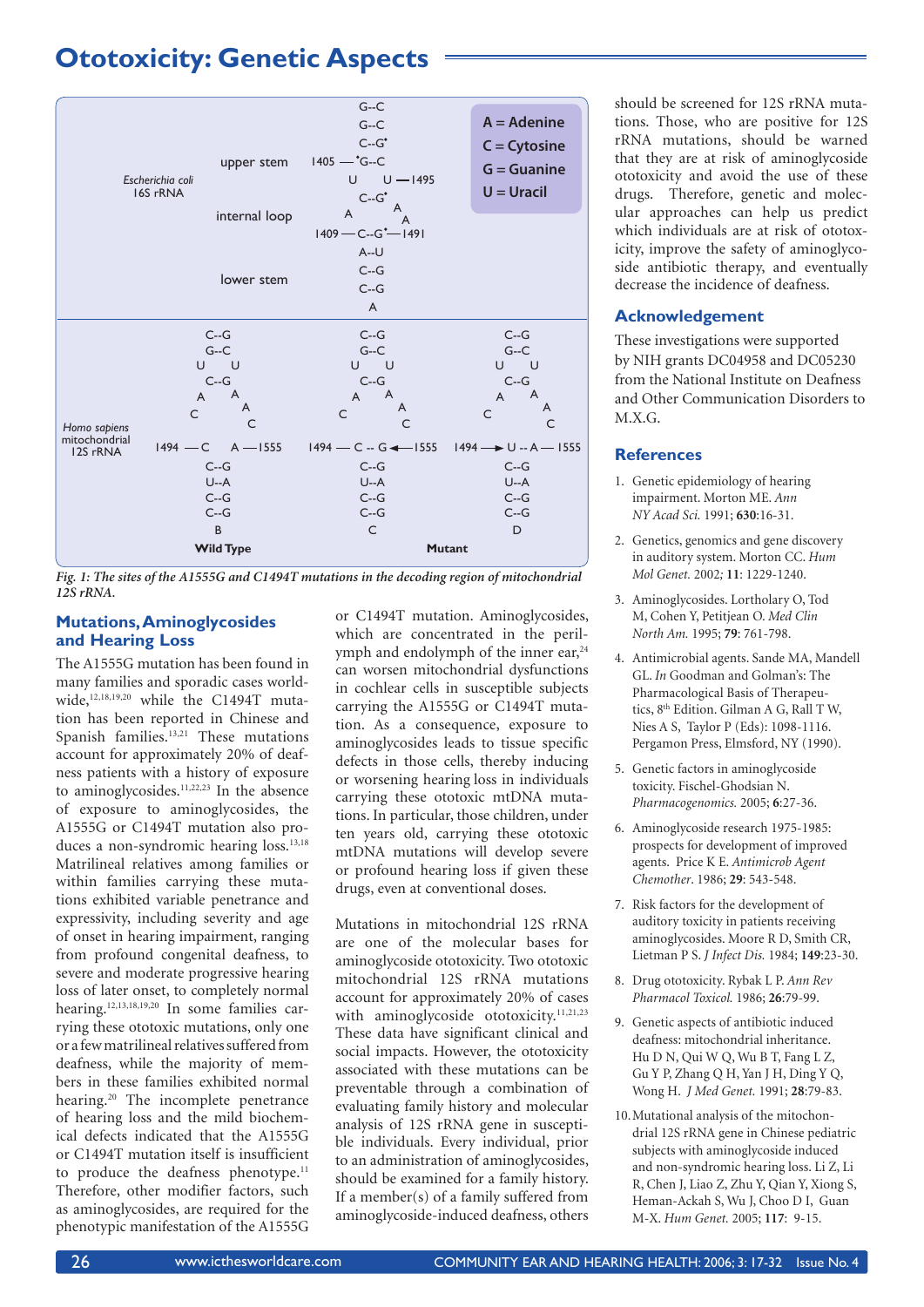# Ototoxicity: Genetic Aspects

*Fig. 1: The sites of the A1555G and C1494T mutations in the decoding region of mitochondrial 12S rRNA.*

## Mutations, Aminoglycosides and Hearing Loss

The A1555G mutation has been found in many families and sporadic cases worldwide,[12,18,19,20] while the C1494T mutation has been reported in Chinese and Spanish families.[13,21] These mutations account for approximately 20% of deafness patients with a history of exposure to aminoglycosides.[11,22,23] In the absence of exposure to aminoglycosides, the A1555G or C1494T mutation also produces a non-syndromic hearing loss.[13,18] Matrilineal relatives among families or within families carrying these mutations exhibited variable penetrance and expressivity, including severity and age of onset in hearing impairment, ranging from profound congenital deafness, to severe and moderate progressive hearing loss of later onset, to completely normal hearing.[12,13,18,19,20] In some families carrying these ototoxic mutations, only one or a few matrilineal relatives suffered from deafness, while the majority of members in these families exhibited normal hearing.[20] The incomplete penetrance of hearing loss and the mild biochemical defects indicated that the A1555G or C1494T mutation itself is insufficient to produce the deafness phenotype.[11] Therefore, other modifier factors, such as aminoglycosides, are required for the phenotypic manifestation of the A1555G or C1494T mutation. Aminoglycosides, which are concentrated in the perilymph and endolymph of the inner ear,[24] can worsen mitochondrial dysfunctions in cochlear cells in susceptible subjects carrying the A1555G or C1494T mutation. As a consequence, exposure to aminoglycosides leads to tissue specific defects in those cells, thereby inducing or worsening hearing loss in individuals carrying these ototoxic mtDNA mutations. In particular, those children, under ten years old, carrying these ototoxic mtDNA mutations will develop severe or profound hearing loss if given these drugs, even at conventional doses.

Mutations in mitochondrial 12S rRNA are one of the molecular bases for aminoglycoside ototoxicity. Two ototoxic mitochondrial 12S rRNA mutations account for approximately 20% of cases with aminoglycoside ototoxicity.[11,21,23] These data have significant clinical and social impacts. However, the ototoxicity associated with these mutations can be preventable through a combination of evaluating family history and molecular analysis of 12S rRNA gene in susceptible individuals. Every individual, prior to an administration of aminoglycosides, should be examined for a family history. If a member(s) of a family suffered from aminoglycoside-induced deafness, others should be screened for 12S rRNA mutations. Those, who are positive for 12S rRNA mutations, should be warned that they are at risk of aminoglycoside ototoxicity and avoid the use of these drugs. Therefore, genetic and molecular approaches can help us predict which individuals are at risk of ototoxicity, improve the safety of aminoglycoside antibiotic therapy, and eventually decrease the incidence of deafness.

## Acknowledgement

These investigations were supported by NIH grants DC04958 and DC05230 from the National Institute on Deafness and Other Communication Disorders to M.X.G.

## References

1. Genetic epidemiology of hearing impairment. Morton ME. *Ann NY Acad Sci.* 1991; **630**:16-31.
2. Genetics, genomics and gene discovery in auditory system. Morton CC. *Hum Mol Genet.* 2002; **11**: 1229-1240.
3. Aminoglycosides. Lortholary O, Tod M, Cohen Y, Petitjean O. *Med Clin North Am.* 1995; **79**: 761-798.
4. Antimicrobial agents. Sande MA, Mandell GL. *In* Goodman and Golman's: The Pharmacological Basis of Therapeutics, 8th Edition. Gilman A G, Rall T W, Nies A S, Taylor P (Eds): 1098-1116. Pergamon Press, Elmsford, NY (1990).
5. Genetic factors in aminoglycoside toxicity. Fischel-Ghodsian N. *Pharmacogenomics.* 2005; **6**:27-36.
6. Aminoglycoside research 1975-1985: prospects for development of improved agents. Price K E. *Antimicrob Agent Chemother*. 1986; **29**: 543-548.
7. Risk factors for the development of auditory toxicity in patients receiving aminoglycosides. Moore R D, Smith CR, Lietman P S. *J Infect Dis.* 1984; **149**:23-30.
8. Drug ototoxicity. Rybak L P. *Ann Rev Pharmacol Toxicol.* 1986; **26**:79-99.
9. Genetic aspects of antibiotic induced deafness: mitochondrial inheritance. Hu D N, Qui W Q, Wu B T, Fang L Z, Gu Y P, Zhang Q H, Yan J H, Ding Y Q, Wong H. *J Med Genet.* 1991; **28**:79-83.
10. Mutational analysis of the mitochondrial 12S rRNA gene in Chinese pediatric subjects with aminoglycoside induced and non-syndromic hearing loss. Li Z, Li R, Chen J, Liao Z, Zhu Y, Qian Y, Xiong S, Heman-Ackah S, Wu J, Choo D I, Guan M-X. *Hum Genet.* 2005; **117**: 9-15.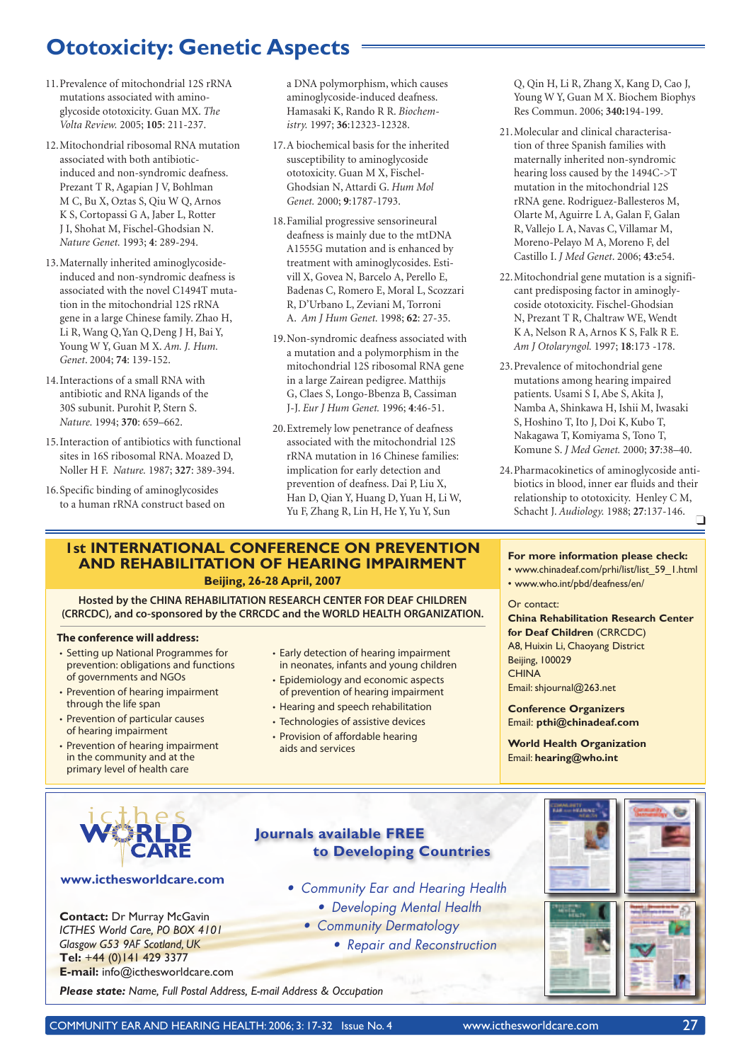# Ototoxicity: Genetic Aspects

11. Prevalence of mitochondrial 12S rRNA mutations associated with aminoglycoside ototoxicity. Guan MX. *The Volta Review.* 2005; **105**: 211-237.

12. Mitochondrial ribosomal RNA mutation associated with both antibiotic-induced and non-syndromic deafness. Prezant T R, Agapian J V, Bohlman M C, Bu X, Oztas S, Qiu W Q, Arnos K S, Cortopassi G A, Jaber L, Rotter J I, Shohat M, Fischel-Ghodsian N. *Nature Genet.* 1993; **4**: 289-294.

13. Maternally inherited aminoglycoside-induced and non-syndromic deafness is associated with the novel C1494T mutation in the mitochondrial 12S rRNA gene in a large Chinese family. Zhao H, Li R, Wang Q, Yan Q, Deng J H, Bai Y, Young W Y, Guan M X. *Am. J. Hum. Genet*. 2004; **74**: 139-152.

14. Interactions of a small RNA with antibiotic and RNA ligands of the 30S subunit. Purohit P, Stern S. *Nature.* 1994; **370**: 659–662.

15. Interaction of antibiotics with functional sites in 16S ribosomal RNA. Moazed D, Noller H F. *Nature.* 1987; **327**: 389-394.

16. Specific binding of aminoglycosides to a human rRNA construct based on a DNA polymorphism, which causes aminoglycoside-induced deafness. Hamasaki K, Rando R R. *Biochemistry.* 1997; **36**:12323-12328.

17. A biochemical basis for the inherited susceptibility to aminoglycoside ototoxicity. Guan M X, Fischel-Ghodsian N, Attardi G. *Hum Mol Genet.* 2000; **9**:1787-1793.

18. Familial progressive sensorineural deafness is mainly due to the mtDNA A1555G mutation and is enhanced by treatment with aminoglycosides. Estivill X, Govea N, Barcelo A, Perello E, Badenas C, Romero E, Moral L, Scozzari R, D'Urbano L, Zeviani M, Torroni A. *Am J Hum Genet.* 1998; **62**: 27-35.

19. Non-syndromic deafness associated with a mutation and a polymorphism in the mitochondrial 12S ribosomal RNA gene in a large Zairean pedigree. Matthijs G, Claes S, Longo-Bbenza B, Cassiman J-J. *Eur J Hum Genet.* 1996; **4**:46-51.

20. Extremely low penetrance of deafness associated with the mitochondrial 12S rRNA mutation in 16 Chinese families: implication for early detection and prevention of deafness. Dai P, Liu X, Han D, Qian Y, Huang D, Yuan H, Li W, Yu F, Zhang R, Lin H, He Y, Yu Y, Sun Q, Qin H, Li R, Zhang X, Kang D, Cao J, Young W Y, Guan M X. Biochem Biophys Res Commun. 2006; **340:**194-199.

21. Molecular and clinical characterisation of three Spanish families with maternally inherited non-syndromic hearing loss caused by the 1494C->T mutation in the mitochondrial 12S rRNA gene. Rodriguez-Ballesteros M, Olarte M, Aguirre L A, Galan F, Galan R, Vallejo L A, Navas C, Villamar M, Moreno-Pelayo M A, Moreno F, del Castillo I. *J Med Genet*. 2006; **43**:e54.

22. Mitochondrial gene mutation is a significant predisposing factor in aminoglycoside ototoxicity. Fischel-Ghodsian N, Prezant T R, Chaltraw WE, Wendt K A, Nelson R A, Arnos K S, Falk R E. *Am J Otolaryngol.* 1997; **18**:173 -178.

23. Prevalence of mitochondrial gene mutations among hearing impaired patients. Usami S I, Abe S, Akita J, Namba A, Shinkawa H, Ishii M, Iwasaki S, Hoshino T, Ito J, Doi K, Kubo T, Nakagawa T, Komiyama S, Tono T, Komune S. *J Med Genet.* 2000; **37**:38–40.

24. Pharmacokinetics of aminoglycoside antibiotics in blood, inner ear fluids and their relationship to ototoxicity. Henley C M, Schacht J. *Audiology.* 1988; **27**:137-146.

## 1st INTERNATIONAL CONFERENCE ON PREVENTION AND REHABILITATION OF HEARING IMPAIRMENT

**Beijing, 26-28 April, 2007**

**Hosted by the CHINA REHABILITATION RESEARCH CENTER FOR DEAF CHILDREN (CRRCDC), and co-sponsored by the CRRCDC and the WORLD HEALTH ORGANIZATION.**

**The conference will address:**

- Setting up National Programmes for prevention: obligations and functions of governments and NGOs
- Prevention of hearing impairment through the life span
- Prevention of particular causes of hearing impairment
- Prevention of hearing impairment in the community and at the primary level of health care
- Early detection of hearing impairment in neonates, infants and young children
- Epidemiology and economic aspects of prevention of hearing impairment
- Hearing and speech rehabilitation
- Technologies of assistive devices
- Provision of affordable hearing aids and services

**For more information please check:**

- www.chinadeaf.com/prhi/list/list_59_1.html
- www.who.int/pbd/deafness/en/

Or contact:

**China Rehabilitation Research Center for Deaf Children** (CRRCDC)
A8, Huixin Li, Chaoyang District
Beijing, 100029
CHINA
Email: shjournal@263.net

**Conference Organizers**
Email: **pthi@chinadeaf.com**

**World Health Organization**
Email: **hearing@who.int**

## ICTHES WORLD CARE

**www.icthesworldcare.com**

**Journals available FREE to Developing Countries**

- *Community Ear and Hearing Health*
- *Developing Mental Health*
- *Community Dermatology*
- *Repair and Reconstruction*

**Contact:** Dr Murray McGavin
*ICTHES World Care, PO BOX 4101*
*Glasgow G53 9AF Scotland, UK*
**Tel:** +44 (0)141 429 3377
**E-mail:** info@icthesworldcare.com

***Please state:*** *Name, Full Postal Address, E-mail Address & Occupation*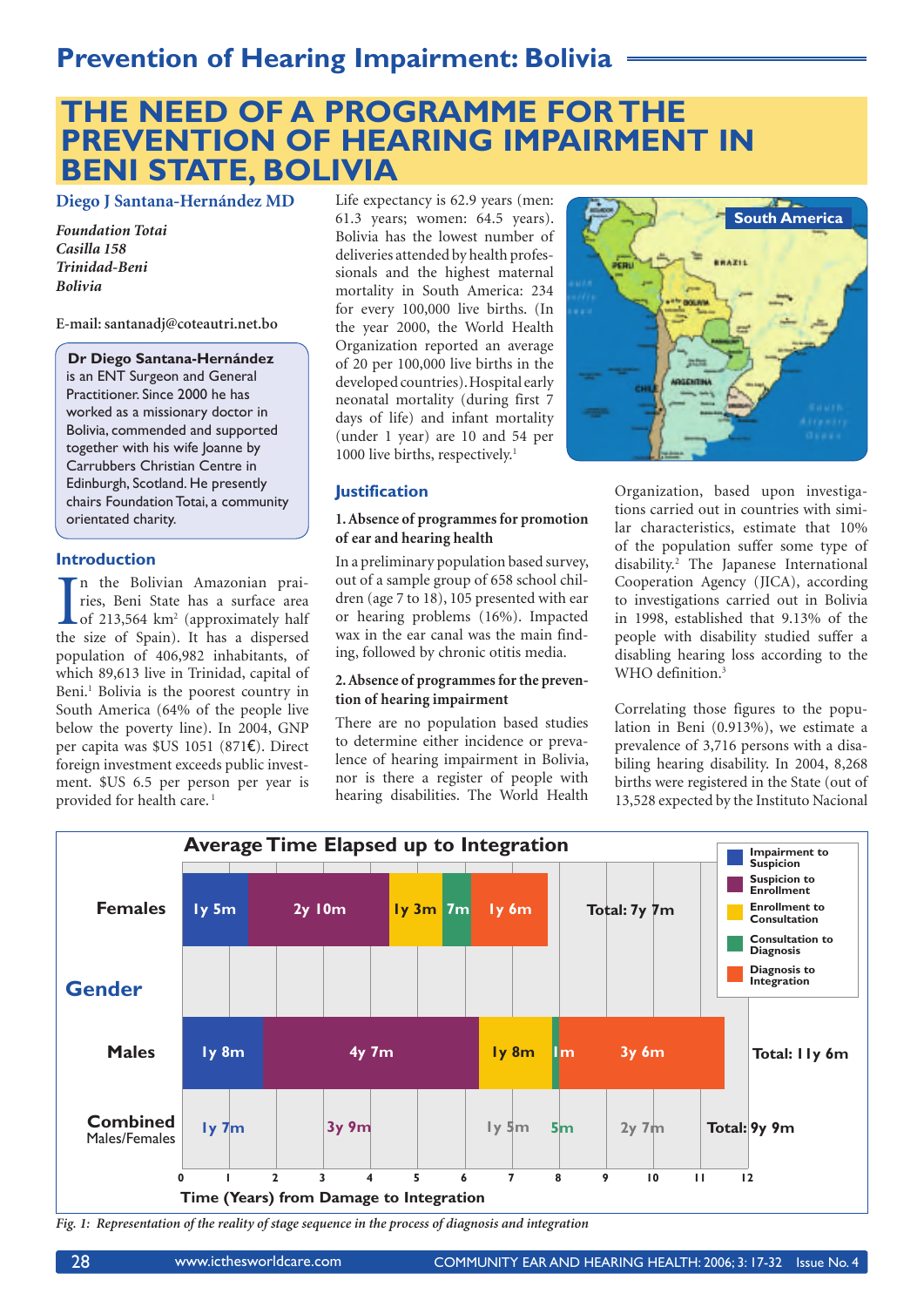## Prevention of Hearing Impairment: Bolivia

# THE NEED OF A PROGRAMME FOR THE PREVENTION OF HEARING IMPAIRMENT IN BENI STATE, BOLIVIA

**Diego J Santana-Hernández MD**

*Foundation Totai*
*Casilla 158*
*Trinidad-Beni*
*Bolivia*

**E-mail: santanadj@coteautri.net.bo**

> **Dr Diego Santana-Hernández** is an ENT Surgeon and General Practitioner. Since 2000 he has worked as a missionary doctor in Bolivia, commended and supported together with his wife Joanne by Carrubbers Christian Centre in Edinburgh, Scotland. He presently chairs Foundation Totai, a community orientated charity.

### Introduction

In the Bolivian Amazonian prairies, Beni State has a surface area of 213,564 km² (approximately half the size of Spain). It has a dispersed population of 406,982 inhabitants, of which 89,613 live in Trinidad, capital of Beni.[1] Bolivia is the poorest country in South America (64% of the people live below the poverty line). In 2004, GNP per capita was $US 1051 (871€). Direct foreign investment exceeds public investment. $US 6.5 per person per year is provided for health care.[1]

Life expectancy is 62.9 years (men: 61.3 years; women: 64.5 years). Bolivia has the lowest number of deliveries attended by health professionals and the highest maternal mortality in South America: 234 for every 100,000 live births. (In the year 2000, the World Health Organization reported an average of 20 per 100,000 live births in the developed countries). Hospital early neonatal mortality (during first 7 days of life) and infant mortality (under 1 year) are 10 and 54 per 1000 live births, respectively.[1]

### Justification

**1. Absence of programmes for promotion of ear and hearing health**

In a preliminary population based survey, out of a sample group of 658 school children (age 7 to 18), 105 presented with ear or hearing problems (16%). Impacted wax in the ear canal was the main finding, followed by chronic otitis media.

**2. Absence of programmes for the prevention of hearing impairment**

There are no population based studies to determine either incidence or prevalence of hearing impairment in Bolivia, nor is there a register of people with hearing disabilities. The World Health Organization, based upon investigations carried out in countries with similar characteristics, estimate that 10% of the population suffer some type of disability.[2] The Japanese International Cooperation Agency (JICA), according to investigations carried out in Bolivia in 1998, established that 9.13% of the people with disability studied suffer a disabling hearing loss according to the WHO definition.[3]

Correlating those figures to the population in Beni (0.913%), we estimate a prevalence of 3,716 persons with a disabling hearing disability. In 2004, 8,268 births were registered in the State (out of 13,528 expected by the Instituto Nacional

**Average Time Elapsed up to Integration**

| Gender | Impairment to Suspicion | Suspicion to Enrollment | Enrollment to Consultation | Consultation to Diagnosis | Diagnosis to Integration | Total |
|---|---|---|---|---|---|---|
| Females | 1y 5m | 2y 10m | 1y 3m | 7m | 1y 6m | 7y 7m |
| Males | 1y 8m | 4y 7m | 1y 8m | 1m | 3y 6m | 11y 6m |
| Combined Males/Females | 1y 7m | 3y 9m | 1y 5m | 5m | 2y 7m | 9y 9m |

Time (Years) from Damage to Integration

*Fig. 1: Representation of the reality of stage sequence in the process of diagnosis and integration*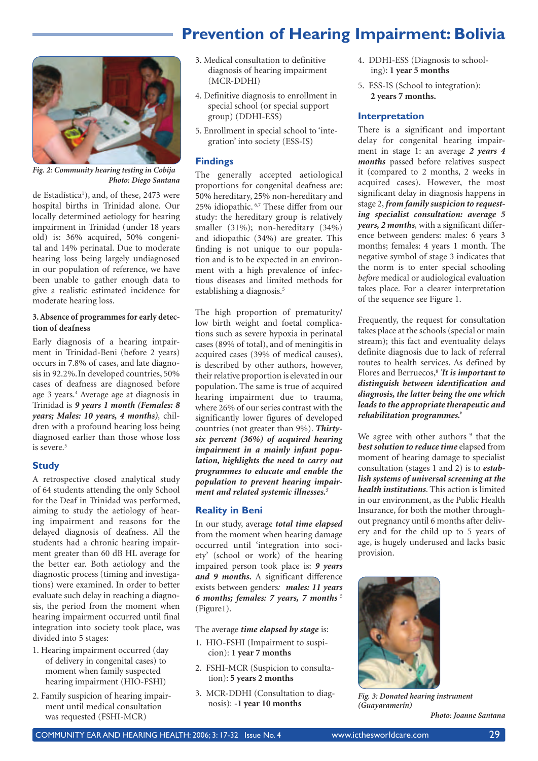## Prevention of Hearing Impairment: Bolivia

*Fig. 2: Community hearing testing in Cobija*
*Photo: Diego Santana*

de Estadística[1]), and, of these, 2473 were hospital births in Trinidad alone. Our locally determined aetiology for hearing impairment in Trinidad (under 18 years old) is: 36% acquired, 50% congenital and 14% perinatal. Due to moderate hearing loss being largely undiagnosed in our population of reference, we have been unable to gather enough data to give a realistic estimated incidence for moderate hearing loss.

#### 3. Absence of programmes for early detection of deafness

Early diagnosis of a hearing impairment in Trinidad-Beni (before 2 years) occurs in 7.8% of cases, and late diagnosis in 92.2%. In developed countries, 50% cases of deafness are diagnosed before age 3 years.[4] Average age at diagnosis in Trinidad is ***9 years 1 month (Females: 8 years; Males: 10 years, 4 months)***, children with a profound hearing loss being diagnosed earlier than those whose loss is severe.[5]

### Study

A retrospective closed analytical study of 64 students attending the only School for the Deaf in Trinidad was performed, aiming to study the aetiology of hearing impairment and reasons for the delayed diagnosis of deafness. All the students had a chronic hearing impairment greater than 60 dB HL average for the better ear. Both aetiology and the diagnostic process (timing and investigations) were examined. In order to better evaluate such delay in reaching a diagnosis, the period from the moment when hearing impairment occurred until final integration into society took place, was divided into 5 stages:

1. Hearing impairment occurred (day of delivery in congenital cases) to moment when family suspected hearing impairment (HIO-FSHI)
2. Family suspicion of hearing impairment until medical consultation was requested (FSHI-MCR)
3. Medical consultation to definitive diagnosis of hearing impairment (MCR-DDHI)
4. Definitive diagnosis to enrollment in special school (or special support group) (DDHI-ESS)
5. Enrollment in special school to 'integration' into society (ESS-IS)

### Findings

The generally accepted aetiological proportions for congenital deafness are: 50% hereditary, 25% non-hereditary and 25% idiopathic.[6,7] These differ from our study: the hereditary group is relatively smaller (31%); non-hereditary (34%) and idiopathic (34%) are greater. This finding is not unique to our population and is to be expected in an environment with a high prevalence of infectious diseases and limited methods for establishing a diagnosis.[5]

The high proportion of prematurity/low birth weight and foetal complications such as severe hypoxia in perinatal cases (89% of total), and of meningitis in acquired cases (39% of medical causes), is described by other authors, however, their relative proportion is elevated in our population. The same is true of acquired hearing impairment due to trauma, where 26% of our series contrast with the significantly lower figures of developed countries (not greater than 9%). ***Thirty-six percent (36%) of acquired hearing impairment in a mainly infant population, highlights the need to carry out programmes to educate and enable the population to prevent hearing impairment and related systemic illnesses.***[5]

### Reality in Beni

In our study, average ***total time elapsed*** from the moment when hearing damage occurred until 'integration into society' (school or work) of the hearing impaired person took place is: ***9 years and 9 months.*** A significant difference exists between genders*:* ***males: 11 years 6 months; females: 7 years, 7 months***[5] (Figure1).

The average ***time elapsed by stage*** is:

1. HIO-FSHI (Impairment to suspicion): **1 year 7 months**
2. FSHI-MCR (Suspicion to consultation): **5 years 2 months**
3. MCR-DDHI (Consultation to diagnosis): **-1 year 10 months**
4. DDHI-ESS (Diagnosis to schooling): **1 year 5 months**
5. ESS-IS (School to integration): **2 years 7 months.**

### Interpretation

There is a significant and important delay for congenital hearing impairment in stage 1: an average ***2 years 4 months*** passed before relatives suspect it (compared to 2 months, 2 weeks in acquired cases). However, the most significant delay in diagnosis happens in stage 2, ***from family suspicion to requesting specialist consultation: average 5 years, 2 months***, with a significant difference between genders: males: 6 years 3 months; females: 4 years 1 month. The negative symbol of stage 3 indicates that the norm is to enter special schooling *before* medical or audiological evaluation takes place. For a clearer interpretation of the sequence see Figure 1.

Frequently, the request for consultation takes place at the schools (special or main stream); this fact and eventuality delays definite diagnosis due to lack of referral routes to health services. As defined by Flores and Berruecos,[8] ***'It is important to distinguish between identification and diagnosis, the latter being the one which leads to the appropriate therapeutic and rehabilitation programmes.'***

We agree with other authors [9] that the ***best solution to reduce time*** elapsed from moment of hearing damage to specialist consultation (stages 1 and 2) is to ***establish systems of universal screening at the health institutions***. This action is limited in our environment, as the Public Health Insurance, for both the mother throughout pregnancy until 6 months after delivery and for the child up to 5 years of age, is hugely underused and lacks basic provision.

*Fig. 3: Donated hearing instrument (Guayaramerín)*
*Photo: Joanne Santana*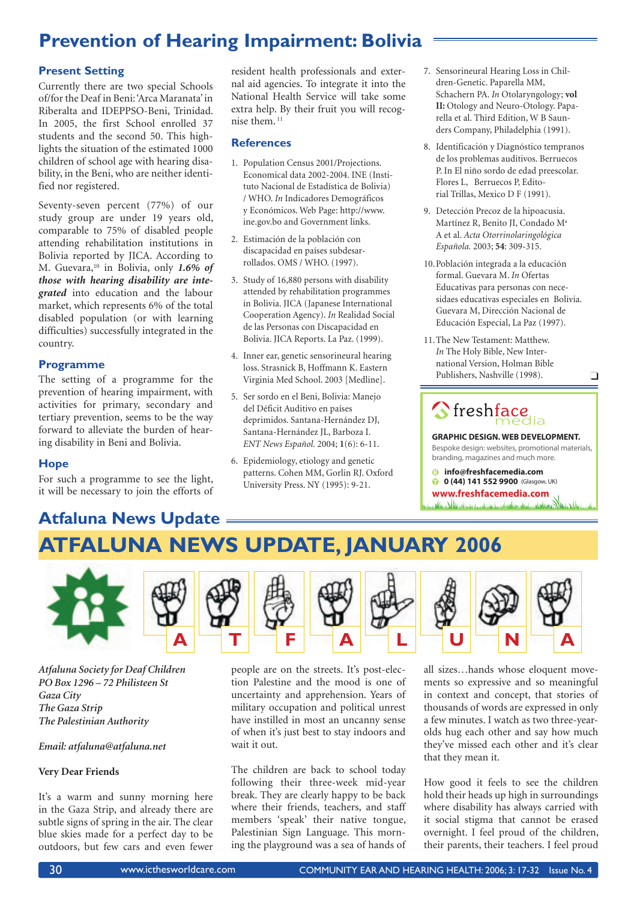# Prevention of Hearing Impairment: Bolivia

### Present Setting

Currently there are two special Schools of/for the Deaf in Beni: 'Arca Maranata' in Riberalta and IDEPPSO-Beni, Trinidad. In 2005, the first School enrolled 37 students and the second 50. This highlights the situation of the estimated 1000 children of school age with hearing disability, in the Beni, who are neither identified nor registered.

Seventy-seven percent (77%) of our study group are under 19 years old, comparable to 75% of disabled people attending rehabilitation institutions in Bolivia reported by JICA. According to M. Guevara,[10] in Bolivia, only ***1.6% of those with hearing disability are integrated*** into education and the labour market, which represents 6% of the total disabled population (or with learning difficulties) successfully integrated in the country.

### Programme

The setting of a programme for the prevention of hearing impairment, with activities for primary, secondary and tertiary prevention, seems to be the way forward to alleviate the burden of hearing disability in Beni and Bolivia.

### Hope

For such a programme to see the light, it will be necessary to join the efforts of resident health professionals and external aid agencies. To integrate it into the National Health Service will take some extra help. By their fruit you will recognise them.[11]

### References

1. Population Census 2001/Projections. Economical data 2002-2004. INE (Instituto Nacional de Estadística de Bolivia) / WHO. *In* Indicadores Demográficos y Económicos. Web Page: http://www.ine.gov.bo and Government links.
2. Estimación de la población con discapacidad en países subdesarrollados. OMS / WHO. (1997).
3. Study of 16,880 persons with disability attended by rehabilitation programmes in Bolivia. JICA (Japanese International Cooperation Agency). *In* Realidad Social de las Personas con Discapacidad en Bolivia. JICA Reports. La Paz. (1999).
4. Inner ear, genetic sensorineural hearing loss. Strasnick B, Hoffmann K. Eastern Virginia Med School. 2003 [Medline].
5. Ser sordo en el Beni, Bolivia: Manejo del Déficit Auditivo en países deprimidos. Santana-Hernández DJ, Santana-Hernández JL, Barboza I. *ENT News Español.* 2004; **1**(6): 6-11.
6. Epidemiology, etiology and genetic patterns. Cohen MM, Gorlin RJ. Oxford University Press. NY (1995): 9-21.
7. Sensorineural Hearing Loss in Children-Genetic. Paparella MM, Schachern PA. *In* Otolaryngology; **vol II:** Otology and Neuro-Otology. Paparella et al. Third Edition, W B Saunders Company, Philadelphia (1991).
8. Identificación y Diagnóstico tempranos de los problemas auditivos. Berruecos P. In El niño sordo de edad preescolar. Flores L, Berruecos P, Editorial Trillas, Mexico D F (1991).
9. Detección Precoz de la hipoacusia. Martínez R, Benito JI, Condado Mª A et al. *Acta Otorrinolaringológica Española.* 2003; **54**: 309-315.
10. Población integrada a la educación formal. Guevara M. *In* Ofertas Educativas para personas con necesidades educativas especiales en Bolivia. Guevara M, Dirección Nacional de Educación Especial, La Paz (1997).
11. The New Testament: Matthew. *In* The Holy Bible, New International Version, Holman Bible Publishers, Nashville (1998).

---

freshface media

**GRAPHIC DESIGN. WEB DEVELOPMENT.**
Bespoke design: websites, promotional materials, branding, magazines and much more.

**info@freshfacemedia.com**
**0 (44) 141 552 9900** (Glasgow, UK)
**www.freshfacemedia.com**

---

# Atfaluna News Update

## ATFALUNA NEWS UPDATE, JANUARY 2006

A T F A L U N A

*Atfaluna Society for Deaf Children*
*PO Box 1296 – 72 Philisteen St*
*Gaza City*
*The Gaza Strip*
*The Palestinian Authority*

*Email: atfaluna@atfaluna.net*

**Very Dear Friends**

It's a warm and sunny morning here in the Gaza Strip, and already there are subtle signs of spring in the air. The clear blue skies made for a perfect day to be outdoors, but few cars and even fewer people are on the streets. It's post-election Palestine and the mood is one of uncertainty and apprehension. Years of military occupation and political unrest have instilled in most an uncanny sense of when it's just best to stay indoors and wait it out.

The children are back to school today following their three-week mid-year break. They are clearly happy to be back where their friends, teachers, and staff members 'speak' their native tongue, Palestinian Sign Language. This morning the playground was a sea of hands of all sizes…hands whose eloquent movements so expressive and so meaningful in context and concept, that stories of thousands of words are expressed in only a few minutes. I watch as two three-year-olds hug each other and say how much they've missed each other and it's clear that they mean it.

How good it feels to see the children hold their heads up high in surroundings where disability has always carried with it social stigma that cannot be erased overnight. I feel proud of the children, their parents, their teachers. I feel proud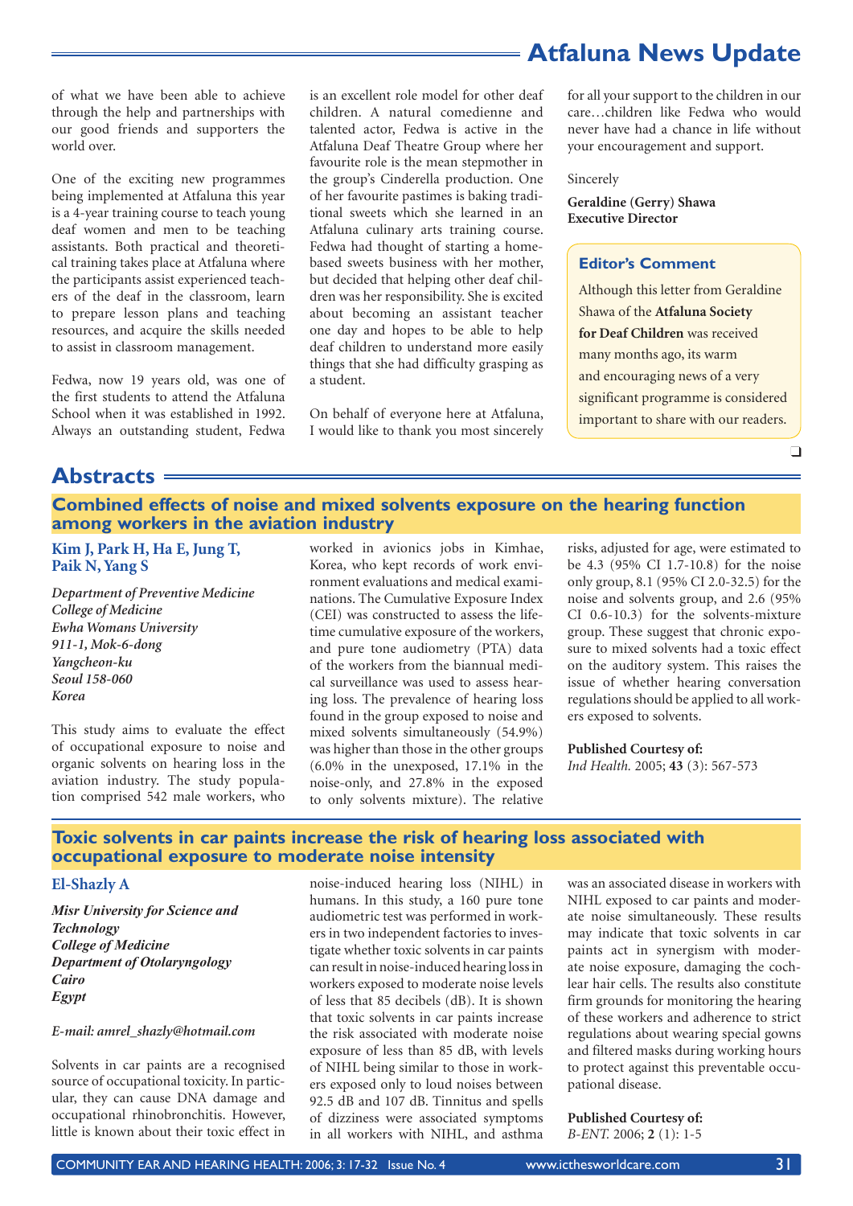of what we have been able to achieve through the help and partnerships with our good friends and supporters the world over.

One of the exciting new programmes being implemented at Atfaluna this year is a 4-year training course to teach young deaf women and men to be teaching assistants. Both practical and theoretical training takes place at Atfaluna where the participants assist experienced teachers of the deaf in the classroom, learn to prepare lesson plans and teaching resources, and acquire the skills needed to assist in classroom management.

Fedwa, now 19 years old, was one of the first students to attend the Atfaluna School when it was established in 1992. Always an outstanding student, Fedwa is an excellent role model for other deaf children. A natural comedienne and talented actor, Fedwa is active in the Atfaluna Deaf Theatre Group where her favourite role is the mean stepmother in the group's Cinderella production. One of her favourite pastimes is baking traditional sweets which she learned in an Atfaluna culinary arts training course. Fedwa had thought of starting a home-based sweets business with her mother, but decided that helping other deaf children was her responsibility. She is excited about becoming an assistant teacher one day and hopes to be able to help deaf children to understand more easily things that she had difficulty grasping as a student.

On behalf of everyone here at Atfaluna, I would like to thank you most sincerely for all your support to the children in our care…children like Fedwa who would never have had a chance in life without your encouragement and support.

Sincerely

**Geraldine (Gerry) Shawa**
**Executive Director**

### Editor's Comment

Although this letter from Geraldine Shawa of the **Atfaluna Society for Deaf Children** was received many months ago, its warm and encouraging news of a very significant programme is considered important to share with our readers.

## Abstracts

### Combined effects of noise and mixed solvents exposure on the hearing function among workers in the aviation industry

**Kim J, Park H, Ha E, Jung T, Paik N, Yang S**

*Department of Preventive Medicine*
*College of Medicine*
*Ewha Womans University*
*911-1, Mok-6-dong*
*Yangcheon-ku*
*Seoul 158-060*
*Korea*

This study aims to evaluate the effect of occupational exposure to noise and organic solvents on hearing loss in the aviation industry. The study population comprised 542 male workers, who worked in avionics jobs in Kimhae, Korea, who kept records of work environment evaluations and medical examinations. The Cumulative Exposure Index (CEI) was constructed to assess the lifetime cumulative exposure of the workers, and pure tone audiometry (PTA) data of the workers from the biannual medical surveillance was used to assess hearing loss. The prevalence of hearing loss found in the group exposed to noise and mixed solvents simultaneously (54.9%) was higher than those in the other groups (6.0% in the unexposed, 17.1% in the noise-only, and 27.8% in the exposed to only solvents mixture). The relative risks, adjusted for age, were estimated to be 4.3 (95% CI 1.7-10.8) for the noise only group, 8.1 (95% CI 2.0-32.5) for the noise and solvents group, and 2.6 (95% CI 0.6-10.3) for the solvents-mixture group. These suggest that chronic exposure to mixed solvents had a toxic effect on the auditory system. This raises the issue of whether hearing conversation regulations should be applied to all workers exposed to solvents.

**Published Courtesy of:**
*Ind Health.* 2005; **43** (3): 567-573

### Toxic solvents in car paints increase the risk of hearing loss associated with occupational exposure to moderate noise intensity

**El-Shazly A**

*Misr University for Science and Technology*
*College of Medicine*
*Department of Otolaryngology*
*Cairo*
*Egypt*

*E-mail: amrel_shazly@hotmail.com*

Solvents in car paints are a recognised source of occupational toxicity. In particular, they can cause DNA damage and occupational rhinobronchitis. However, little is known about their toxic effect in noise-induced hearing loss (NIHL) in humans. In this study, a 160 pure tone audiometric test was performed in workers in two independent factories to investigate whether toxic solvents in car paints can result in noise-induced hearing loss in workers exposed to moderate noise levels of less that 85 decibels (dB). It is shown that toxic solvents in car paints increase the risk associated with moderate noise exposure of less than 85 dB, with levels of NIHL being similar to those in workers exposed only to loud noises between 92.5 dB and 107 dB. Tinnitus and spells of dizziness were associated symptoms in all workers with NIHL, and asthma was an associated disease in workers with NIHL exposed to car paints and moderate noise simultaneously. These results may indicate that toxic solvents in car paints act in synergism with moderate noise exposure, damaging the cochlear hair cells. The results also constitute firm grounds for monitoring the hearing of these workers and adherence to strict regulations about wearing special gowns and filtered masks during working hours to protect against this preventable occupational disease.

**Published Courtesy of:**
*B-ENT.* 2006; **2** (1): 1-5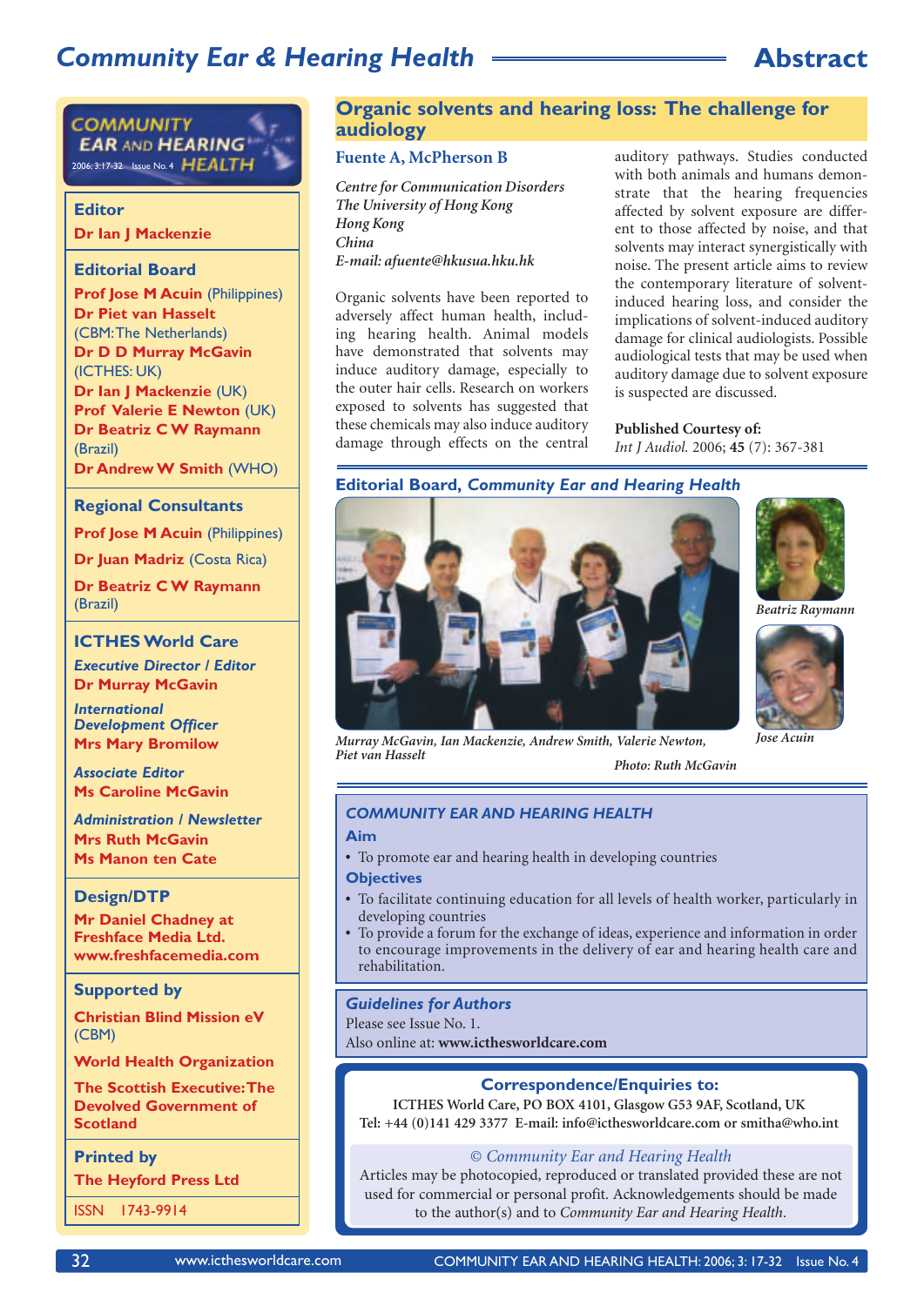# Community Ear & Hearing Health — Abstract

COMMUNITY EAR AND HEARING HEALTH
2006; 3:17-32 Issue No. 4

**Editor**
**Dr Ian J Mackenzie**

**Editorial Board**
**Prof Jose M Acuin** (Philippines)
**Dr Piet van Hasselt** (CBM: The Netherlands)
**Dr D D Murray McGavin** (ICTHES: UK)
**Dr Ian J Mackenzie** (UK)
**Prof Valerie E Newton** (UK)
**Dr Beatriz C W Raymann** (Brazil)
**Dr Andrew W Smith** (WHO)

**Regional Consultants**
**Prof Jose M Acuin** (Philippines)
**Dr Juan Madriz** (Costa Rica)
**Dr Beatriz C W Raymann** (Brazil)

**ICTHES World Care**
***Executive Director / Editor***
**Dr Murray McGavin**
***International Development Officer***
**Mrs Mary Bromilow**
***Associate Editor***
**Ms Caroline McGavin**
***Administration / Newsletter***
**Mrs Ruth McGavin**
**Ms Manon ten Cate**

**Design/DTP**
**Mr Daniel Chadney at Freshface Media Ltd.**
**www.freshfacemedia.com**

**Supported by**
**Christian Blind Mission eV** (CBM)
**World Health Organization**
**The Scottish Executive: The Devolved Government of Scotland**

**Printed by**
**The Heyford Press Ltd**

ISSN 1743-9914

## Organic solvents and hearing loss: The challenge for audiology

**Fuente A, McPherson B**

*Centre for Communication Disorders*
*The University of Hong Kong*
*Hong Kong*
*China*
*E-mail: afuente@hkusua.hku.hk*

Organic solvents have been reported to adversely affect human health, including hearing health. Animal models have demonstrated that solvents may induce auditory damage, especially to the outer hair cells. Research on workers exposed to solvents has suggested that these chemicals may also induce auditory damage through effects on the central auditory pathways. Studies conducted with both animals and humans demonstrate that the hearing frequencies affected by solvent exposure are different to those affected by noise, and that solvents may interact synergistically with noise. The present article aims to review the contemporary literature of solvent-induced hearing loss, and consider the implications of solvent-induced auditory damage for clinical audiologists. Possible audiological tests that may be used when auditory damage due to solvent exposure is suspected are discussed.

**Published Courtesy of:**
*Int J Audiol.* 2006; **45** (7): 367-381

## Editorial Board, *Community Ear and Hearing Health*

*Murray McGavin, Ian Mackenzie, Andrew Smith, Valerie Newton, Piet van Hasselt*

*Photo: Ruth McGavin*

*Beatriz Raymann*

*Jose Acuin*

### COMMUNITY EAR AND HEARING HEALTH

**Aim**

- To promote ear and hearing health in developing countries

**Objectives**

- To facilitate continuing education for all levels of health worker, particularly in developing countries
- To provide a forum for the exchange of ideas, experience and information in order to encourage improvements in the delivery of ear and hearing health care and rehabilitation.

### Guidelines for Authors

Please see Issue No. 1.
Also online at: **www.icthesworldcare.com**

### Correspondence/Enquiries to:

**ICTHES World Care, PO BOX 4101, Glasgow G53 9AF, Scotland, UK**
**Tel: +44 (0)141 429 3377 E-mail: info@icthesworldcare.com or smitha@who.int**

*© Community Ear and Hearing Health*

Articles may be photocopied, reproduced or translated provided these are not used for commercial or personal profit. Acknowledgements should be made to the author(s) and to *Community Ear and Hearing Health.*